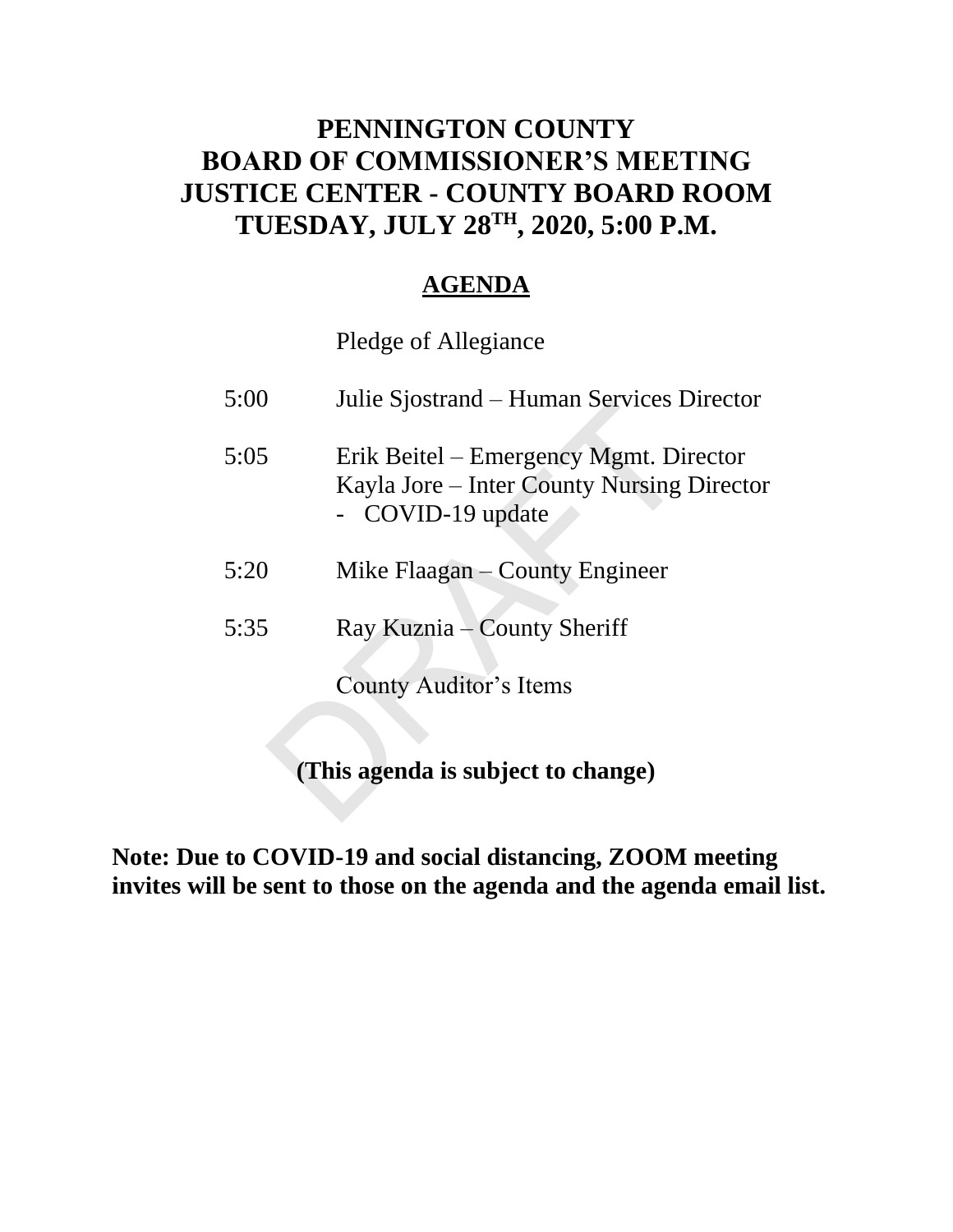# PENNINGTON COUNTY
# BOARD OF COMMISSIONER'S MEETING
# JUSTICE CENTER - COUNTY BOARD ROOM
# TUESDAY, JULY 28TH, 2020, 5:00 P.M.

## AGENDA

Pledge of Allegiance

5:00 Julie Sjostrand – Human Services Director

5:05 Erik Beitel – Emergency Mgmt. Director
Kayla Jore – Inter County Nursing Director
- COVID-19 update

5:20 Mike Flaagan – County Engineer

5:35 Ray Kuznia – County Sheriff

County Auditor's Items

**(This agenda is subject to change)**

**Note: Due to COVID-19 and social distancing, ZOOM meeting invites will be sent to those on the agenda and the agenda email list.**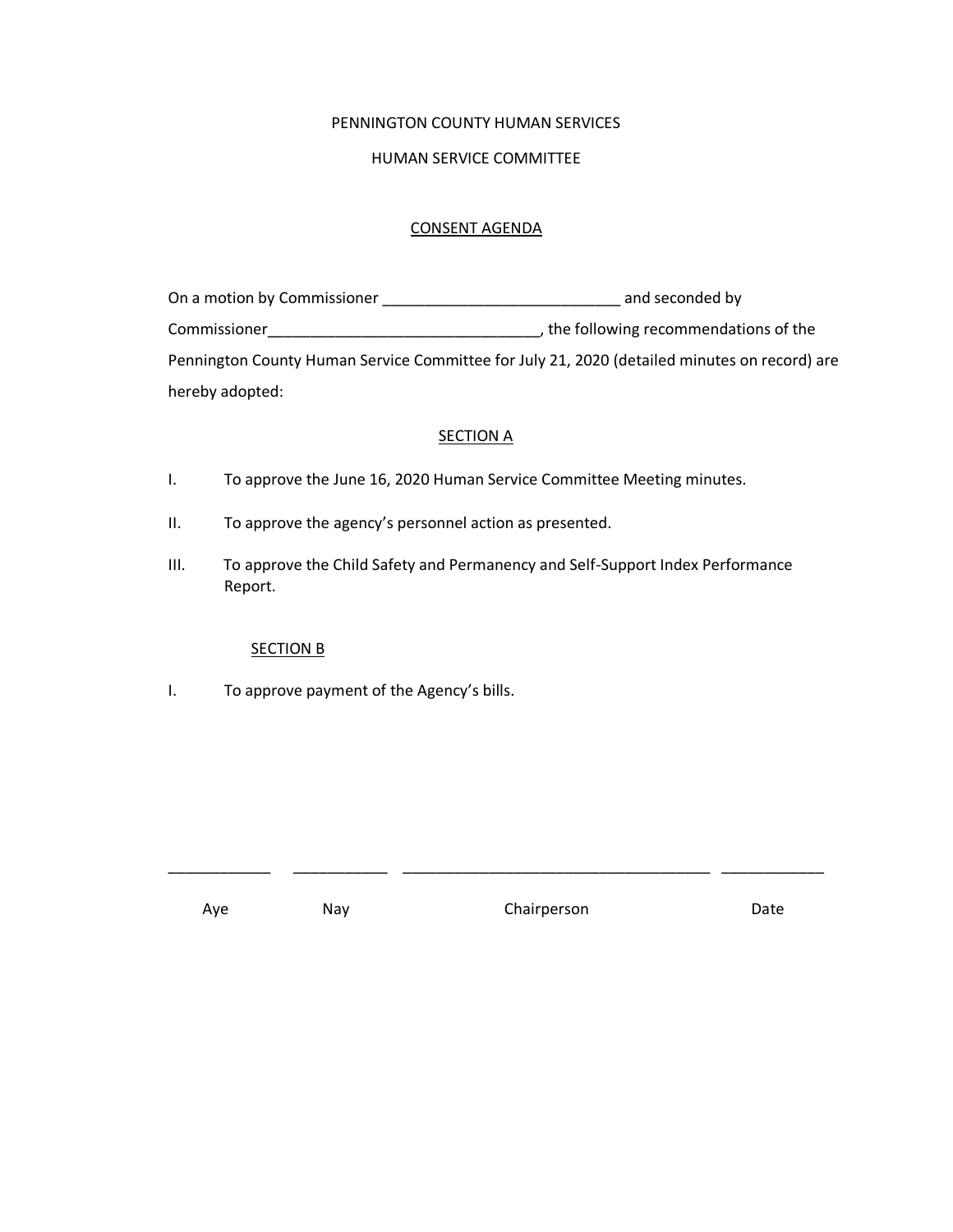PENNINGTON COUNTY HUMAN SERVICES

HUMAN SERVICE COMMITTEE

CONSENT AGENDA

On a motion by Commissioner ___________________________ and seconded by Commissioner_______________________________, the following recommendations of the Pennington County Human Service Committee for July 21, 2020 (detailed minutes on record) are hereby adopted:

SECTION A

I. To approve the June 16, 2020 Human Service Committee Meeting minutes.

II. To approve the agency's personnel action as presented.

III. To approve the Child Safety and Permanency and Self-Support Index Performance Report.

SECTION B

I. To approve payment of the Agency's bills.

| ____________ | ___________ | ___________________________________ | ____________ |
|---|---|---|---|
| Aye | Nay | Chairperson | Date |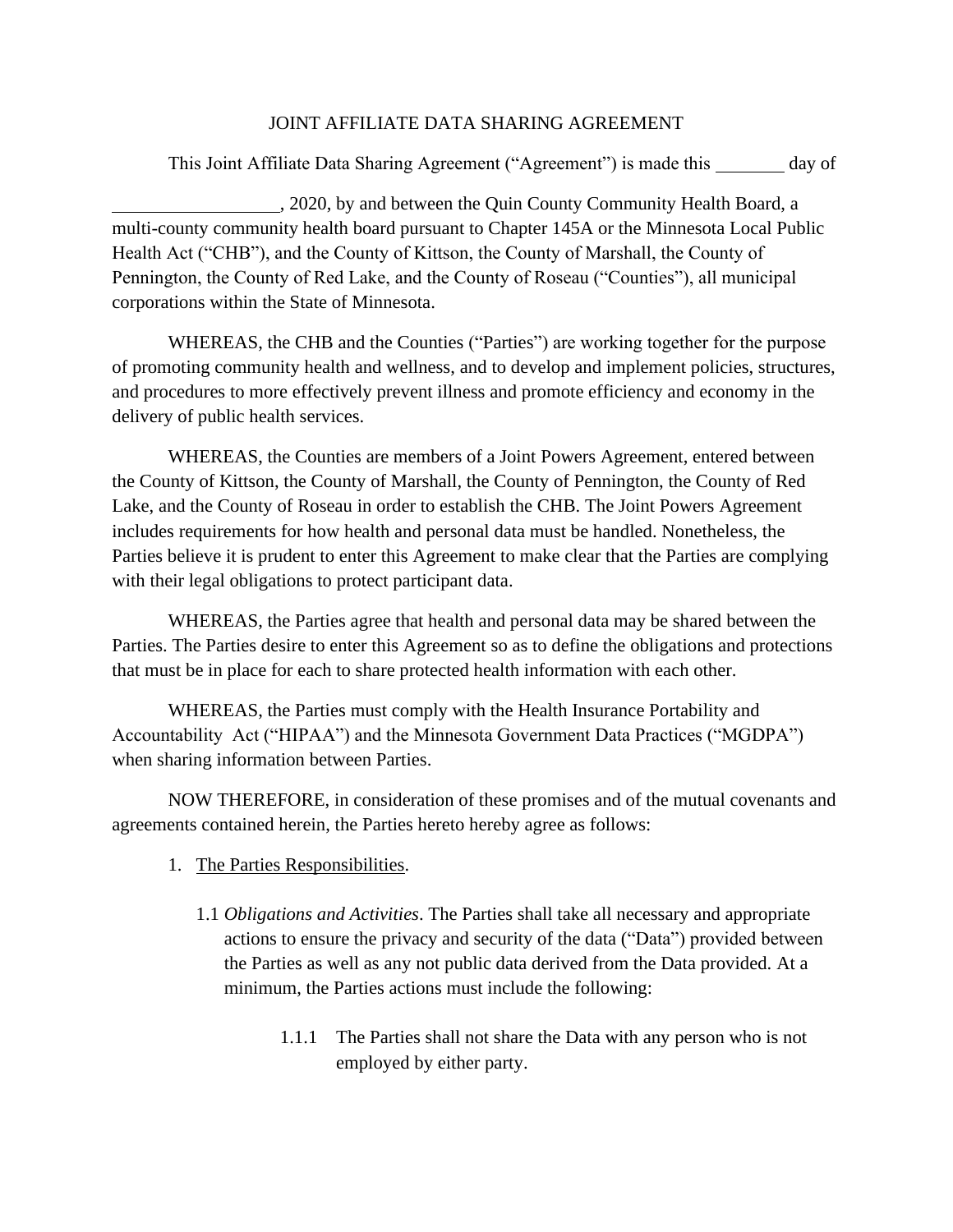JOINT AFFILIATE DATA SHARING AGREEMENT

This Joint Affiliate Data Sharing Agreement ("Agreement") is made this _______ day of _________________, 2020, by and between the Quin County Community Health Board, a multi-county community health board pursuant to Chapter 145A or the Minnesota Local Public Health Act ("CHB"), and the County of Kittson, the County of Marshall, the County of Pennington, the County of Red Lake, and the County of Roseau ("Counties"), all municipal corporations within the State of Minnesota.

WHEREAS, the CHB and the Counties ("Parties") are working together for the purpose of promoting community health and wellness, and to develop and implement policies, structures, and procedures to more effectively prevent illness and promote efficiency and economy in the delivery of public health services.

WHEREAS, the Counties are members of a Joint Powers Agreement, entered between the County of Kittson, the County of Marshall, the County of Pennington, the County of Red Lake, and the County of Roseau in order to establish the CHB. The Joint Powers Agreement includes requirements for how health and personal data must be handled. Nonetheless, the Parties believe it is prudent to enter this Agreement to make clear that the Parties are complying with their legal obligations to protect participant data.

WHEREAS, the Parties agree that health and personal data may be shared between the Parties. The Parties desire to enter this Agreement so as to define the obligations and protections that must be in place for each to share protected health information with each other.

WHEREAS, the Parties must comply with the Health Insurance Portability and Accountability Act ("HIPAA") and the Minnesota Government Data Practices ("MGDPA") when sharing information between Parties.

NOW THEREFORE, in consideration of these promises and of the mutual covenants and agreements contained herein, the Parties hereto hereby agree as follows:

1. <u>The Parties Responsibilities</u>.

   1.1 *Obligations and Activities*. The Parties shall take all necessary and appropriate actions to ensure the privacy and security of the data ("Data") provided between the Parties as well as any not public data derived from the Data provided. At a minimum, the Parties actions must include the following:

      1.1.1 The Parties shall not share the Data with any person who is not employed by either party.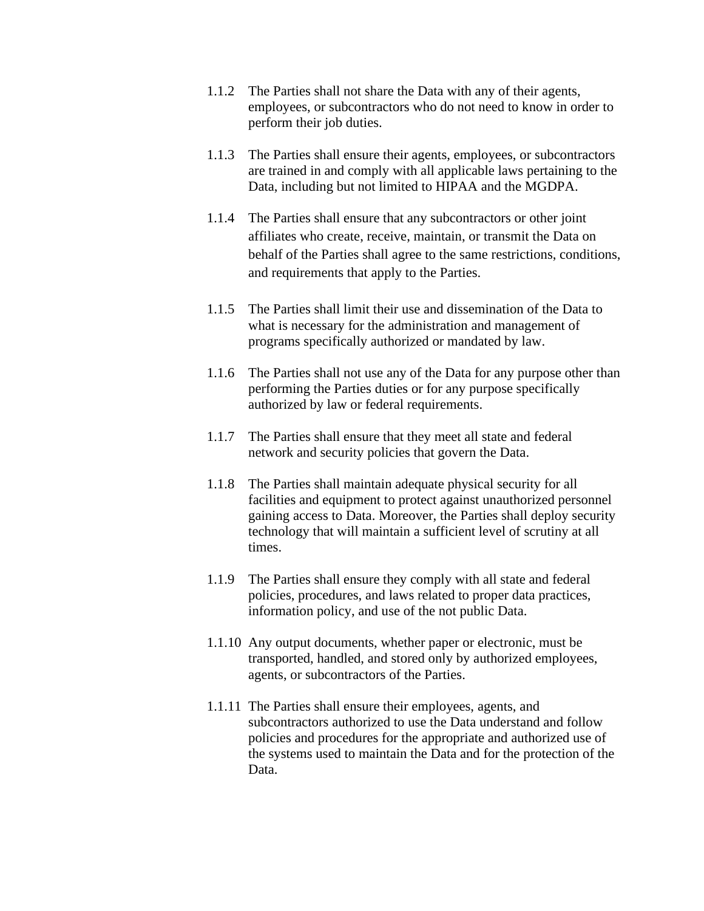1.1.2 The Parties shall not share the Data with any of their agents, employees, or subcontractors who do not need to know in order to perform their job duties.

1.1.3 The Parties shall ensure their agents, employees, or subcontractors are trained in and comply with all applicable laws pertaining to the Data, including but not limited to HIPAA and the MGDPA.

1.1.4 The Parties shall ensure that any subcontractors or other joint affiliates who create, receive, maintain, or transmit the Data on behalf of the Parties shall agree to the same restrictions, conditions, and requirements that apply to the Parties.

1.1.5 The Parties shall limit their use and dissemination of the Data to what is necessary for the administration and management of programs specifically authorized or mandated by law.

1.1.6 The Parties shall not use any of the Data for any purpose other than performing the Parties duties or for any purpose specifically authorized by law or federal requirements.

1.1.7 The Parties shall ensure that they meet all state and federal network and security policies that govern the Data.

1.1.8 The Parties shall maintain adequate physical security for all facilities and equipment to protect against unauthorized personnel gaining access to Data. Moreover, the Parties shall deploy security technology that will maintain a sufficient level of scrutiny at all times.

1.1.9 The Parties shall ensure they comply with all state and federal policies, procedures, and laws related to proper data practices, information policy, and use of the not public Data.

1.1.10 Any output documents, whether paper or electronic, must be transported, handled, and stored only by authorized employees, agents, or subcontractors of the Parties.

1.1.11 The Parties shall ensure their employees, agents, and subcontractors authorized to use the Data understand and follow policies and procedures for the appropriate and authorized use of the systems used to maintain the Data and for the protection of the Data.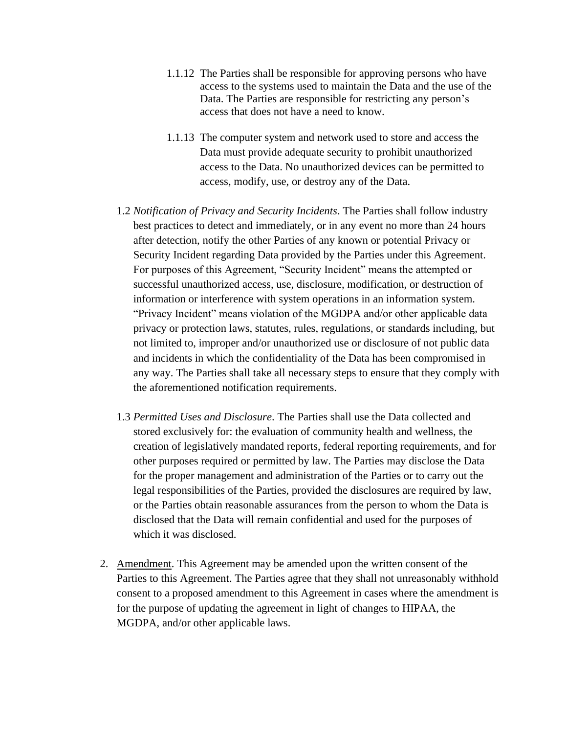1.1.12 The Parties shall be responsible for approving persons who have access to the systems used to maintain the Data and the use of the Data. The Parties are responsible for restricting any person's access that does not have a need to know.

1.1.13 The computer system and network used to store and access the Data must provide adequate security to prohibit unauthorized access to the Data. No unauthorized devices can be permitted to access, modify, use, or destroy any of the Data.

1.2 *Notification of Privacy and Security Incidents*. The Parties shall follow industry best practices to detect and immediately, or in any event no more than 24 hours after detection, notify the other Parties of any known or potential Privacy or Security Incident regarding Data provided by the Parties under this Agreement. For purposes of this Agreement, "Security Incident" means the attempted or successful unauthorized access, use, disclosure, modification, or destruction of information or interference with system operations in an information system. "Privacy Incident" means violation of the MGDPA and/or other applicable data privacy or protection laws, statutes, rules, regulations, or standards including, but not limited to, improper and/or unauthorized use or disclosure of not public data and incidents in which the confidentiality of the Data has been compromised in any way. The Parties shall take all necessary steps to ensure that they comply with the aforementioned notification requirements.

1.3 *Permitted Uses and Disclosure*. The Parties shall use the Data collected and stored exclusively for: the evaluation of community health and wellness, the creation of legislatively mandated reports, federal reporting requirements, and for other purposes required or permitted by law. The Parties may disclose the Data for the proper management and administration of the Parties or to carry out the legal responsibilities of the Parties, provided the disclosures are required by law, or the Parties obtain reasonable assurances from the person to whom the Data is disclosed that the Data will remain confidential and used for the purposes of which it was disclosed.

2. Amendment. This Agreement may be amended upon the written consent of the Parties to this Agreement. The Parties agree that they shall not unreasonably withhold consent to a proposed amendment to this Agreement in cases where the amendment is for the purpose of updating the agreement in light of changes to HIPAA, the MGDPA, and/or other applicable laws.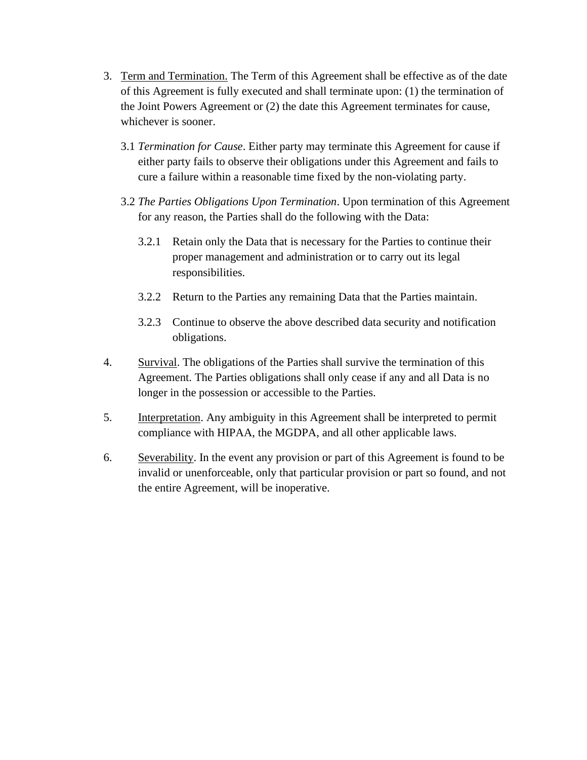3. Term and Termination. The Term of this Agreement shall be effective as of the date of this Agreement is fully executed and shall terminate upon: (1) the termination of the Joint Powers Agreement or (2) the date this Agreement terminates for cause, whichever is sooner.

   3.1 *Termination for Cause*. Either party may terminate this Agreement for cause if either party fails to observe their obligations under this Agreement and fails to cure a failure within a reasonable time fixed by the non-violating party.

   3.2 *The Parties Obligations Upon Termination*. Upon termination of this Agreement for any reason, the Parties shall do the following with the Data:

      3.2.1 Retain only the Data that is necessary for the Parties to continue their proper management and administration or to carry out its legal responsibilities.

      3.2.2 Return to the Parties any remaining Data that the Parties maintain.

      3.2.3 Continue to observe the above described data security and notification obligations.

4. Survival. The obligations of the Parties shall survive the termination of this Agreement. The Parties obligations shall only cease if any and all Data is no longer in the possession or accessible to the Parties.

5. Interpretation. Any ambiguity in this Agreement shall be interpreted to permit compliance with HIPAA, the MGDPA, and all other applicable laws.

6. Severability. In the event any provision or part of this Agreement is found to be invalid or unenforceable, only that particular provision or part so found, and not the entire Agreement, will be inoperative.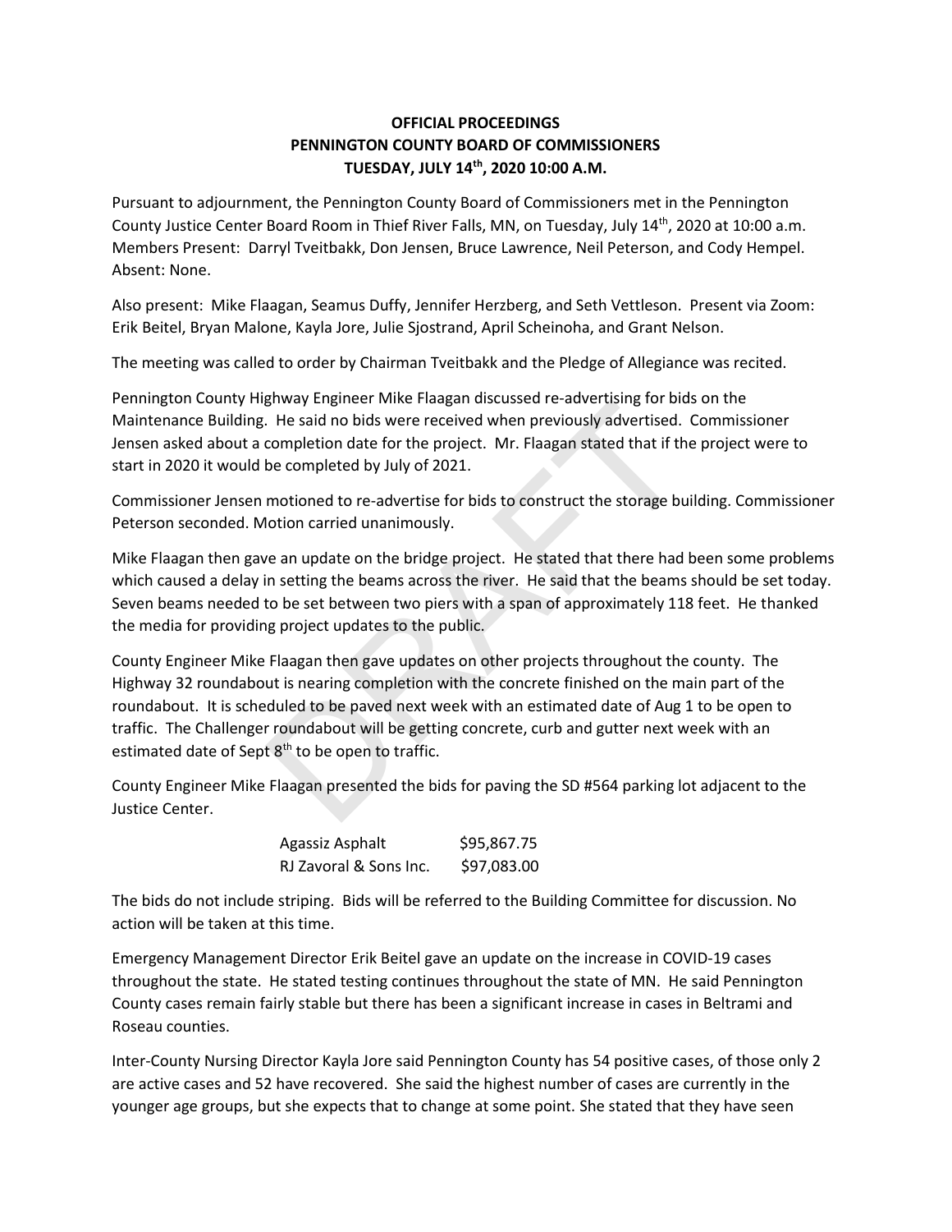**OFFICIAL PROCEEDINGS**
**PENNINGTON COUNTY BOARD OF COMMISSIONERS**
**TUESDAY, JULY 14th, 2020 10:00 A.M.**

Pursuant to adjournment, the Pennington County Board of Commissioners met in the Pennington County Justice Center Board Room in Thief River Falls, MN, on Tuesday, July 14th, 2020 at 10:00 a.m. Members Present: Darryl Tveitbakk, Don Jensen, Bruce Lawrence, Neil Peterson, and Cody Hempel. Absent: None.

Also present: Mike Flaagan, Seamus Duffy, Jennifer Herzberg, and Seth Vettleson. Present via Zoom: Erik Beitel, Bryan Malone, Kayla Jore, Julie Sjostrand, April Scheinoha, and Grant Nelson.

The meeting was called to order by Chairman Tveitbakk and the Pledge of Allegiance was recited.

Pennington County Highway Engineer Mike Flaagan discussed re-advertising for bids on the Maintenance Building. He said no bids were received when previously advertised. Commissioner Jensen asked about a completion date for the project. Mr. Flaagan stated that if the project were to start in 2020 it would be completed by July of 2021.

Commissioner Jensen motioned to re-advertise for bids to construct the storage building. Commissioner Peterson seconded. Motion carried unanimously.

Mike Flaagan then gave an update on the bridge project. He stated that there had been some problems which caused a delay in setting the beams across the river. He said that the beams should be set today. Seven beams needed to be set between two piers with a span of approximately 118 feet. He thanked the media for providing project updates to the public.

County Engineer Mike Flaagan then gave updates on other projects throughout the county. The Highway 32 roundabout is nearing completion with the concrete finished on the main part of the roundabout. It is scheduled to be paved next week with an estimated date of Aug 1 to be open to traffic. The Challenger roundabout will be getting concrete, curb and gutter next week with an estimated date of Sept 8th to be open to traffic.

County Engineer Mike Flaagan presented the bids for paving the SD #564 parking lot adjacent to the Justice Center.

| | |
|---|---|
| Agassiz Asphalt | $95,867.75 |
| RJ Zavoral & Sons Inc. | $97,083.00 |

The bids do not include striping. Bids will be referred to the Building Committee for discussion. No action will be taken at this time.

Emergency Management Director Erik Beitel gave an update on the increase in COVID-19 cases throughout the state. He stated testing continues throughout the state of MN. He said Pennington County cases remain fairly stable but there has been a significant increase in cases in Beltrami and Roseau counties.

Inter-County Nursing Director Kayla Jore said Pennington County has 54 positive cases, of those only 2 are active cases and 52 have recovered. She said the highest number of cases are currently in the younger age groups, but she expects that to change at some point. She stated that they have seen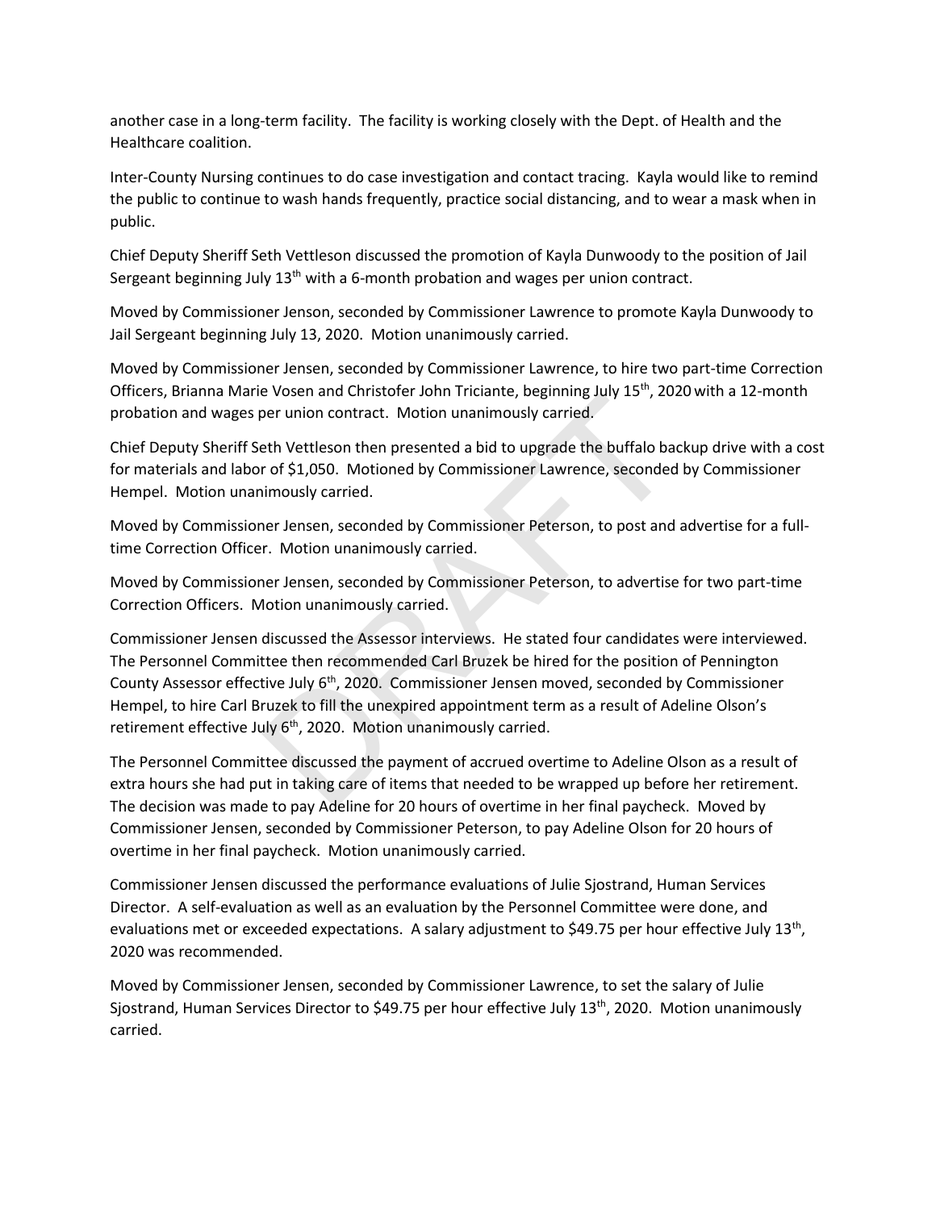another case in a long-term facility. The facility is working closely with the Dept. of Health and the Healthcare coalition.

Inter-County Nursing continues to do case investigation and contact tracing. Kayla would like to remind the public to continue to wash hands frequently, practice social distancing, and to wear a mask when in public.

Chief Deputy Sheriff Seth Vettleson discussed the promotion of Kayla Dunwoody to the position of Jail Sergeant beginning July 13th with a 6-month probation and wages per union contract.

Moved by Commissioner Jenson, seconded by Commissioner Lawrence to promote Kayla Dunwoody to Jail Sergeant beginning July 13, 2020. Motion unanimously carried.

Moved by Commissioner Jensen, seconded by Commissioner Lawrence, to hire two part-time Correction Officers, Brianna Marie Vosen and Christofer John Triciante, beginning July 15th, 2020 with a 12-month probation and wages per union contract. Motion unanimously carried.

Chief Deputy Sheriff Seth Vettleson then presented a bid to upgrade the buffalo backup drive with a cost for materials and labor of $1,050. Motioned by Commissioner Lawrence, seconded by Commissioner Hempel. Motion unanimously carried.

Moved by Commissioner Jensen, seconded by Commissioner Peterson, to post and advertise for a full-time Correction Officer. Motion unanimously carried.

Moved by Commissioner Jensen, seconded by Commissioner Peterson, to advertise for two part-time Correction Officers. Motion unanimously carried.

Commissioner Jensen discussed the Assessor interviews. He stated four candidates were interviewed. The Personnel Committee then recommended Carl Bruzek be hired for the position of Pennington County Assessor effective July 6th, 2020. Commissioner Jensen moved, seconded by Commissioner Hempel, to hire Carl Bruzek to fill the unexpired appointment term as a result of Adeline Olson's retirement effective July 6th, 2020. Motion unanimously carried.

The Personnel Committee discussed the payment of accrued overtime to Adeline Olson as a result of extra hours she had put in taking care of items that needed to be wrapped up before her retirement. The decision was made to pay Adeline for 20 hours of overtime in her final paycheck. Moved by Commissioner Jensen, seconded by Commissioner Peterson, to pay Adeline Olson for 20 hours of overtime in her final paycheck. Motion unanimously carried.

Commissioner Jensen discussed the performance evaluations of Julie Sjostrand, Human Services Director. A self-evaluation as well as an evaluation by the Personnel Committee were done, and evaluations met or exceeded expectations. A salary adjustment to $49.75 per hour effective July 13th, 2020 was recommended.

Moved by Commissioner Jensen, seconded by Commissioner Lawrence, to set the salary of Julie Sjostrand, Human Services Director to $49.75 per hour effective July 13th, 2020. Motion unanimously carried.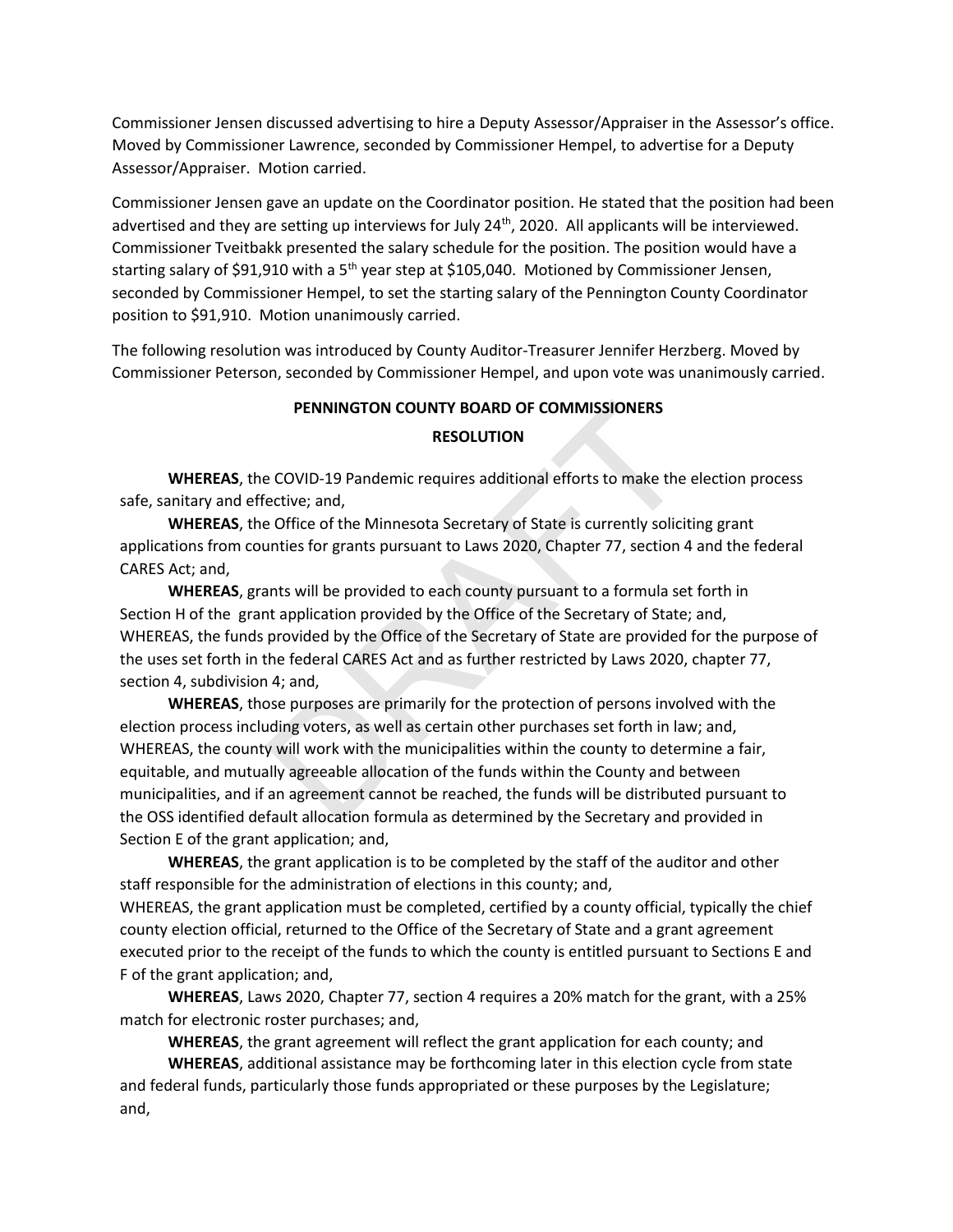Commissioner Jensen discussed advertising to hire a Deputy Assessor/Appraiser in the Assessor's office. Moved by Commissioner Lawrence, seconded by Commissioner Hempel, to advertise for a Deputy Assessor/Appraiser. Motion carried.

Commissioner Jensen gave an update on the Coordinator position. He stated that the position had been advertised and they are setting up interviews for July 24th, 2020. All applicants will be interviewed. Commissioner Tveitbakk presented the salary schedule for the position. The position would have a starting salary of $91,910 with a 5th year step at $105,040. Motioned by Commissioner Jensen, seconded by Commissioner Hempel, to set the starting salary of the Pennington County Coordinator position to $91,910. Motion unanimously carried.

The following resolution was introduced by County Auditor-Treasurer Jennifer Herzberg. Moved by Commissioner Peterson, seconded by Commissioner Hempel, and upon vote was unanimously carried.

**PENNINGTON COUNTY BOARD OF COMMISSIONERS**

**RESOLUTION**

**WHEREAS**, the COVID-19 Pandemic requires additional efforts to make the election process safe, sanitary and effective; and,

**WHEREAS**, the Office of the Minnesota Secretary of State is currently soliciting grant applications from counties for grants pursuant to Laws 2020, Chapter 77, section 4 and the federal CARES Act; and,

**WHEREAS**, grants will be provided to each county pursuant to a formula set forth in Section H of the grant application provided by the Office of the Secretary of State; and,

WHEREAS, the funds provided by the Office of the Secretary of State are provided for the purpose of the uses set forth in the federal CARES Act and as further restricted by Laws 2020, chapter 77, section 4, subdivision 4; and,

**WHEREAS**, those purposes are primarily for the protection of persons involved with the election process including voters, as well as certain other purchases set forth in law; and,

WHEREAS, the county will work with the municipalities within the county to determine a fair, equitable, and mutually agreeable allocation of the funds within the County and between municipalities, and if an agreement cannot be reached, the funds will be distributed pursuant to the OSS identified default allocation formula as determined by the Secretary and provided in Section E of the grant application; and,

**WHEREAS**, the grant application is to be completed by the staff of the auditor and other staff responsible for the administration of elections in this county; and,

WHEREAS, the grant application must be completed, certified by a county official, typically the chief county election official, returned to the Office of the Secretary of State and a grant agreement executed prior to the receipt of the funds to which the county is entitled pursuant to Sections E and F of the grant application; and,

**WHEREAS**, Laws 2020, Chapter 77, section 4 requires a 20% match for the grant, with a 25% match for electronic roster purchases; and,

**WHEREAS**, the grant agreement will reflect the grant application for each county; and

**WHEREAS**, additional assistance may be forthcoming later in this election cycle from state and federal funds, particularly those funds appropriated or these purposes by the Legislature; and,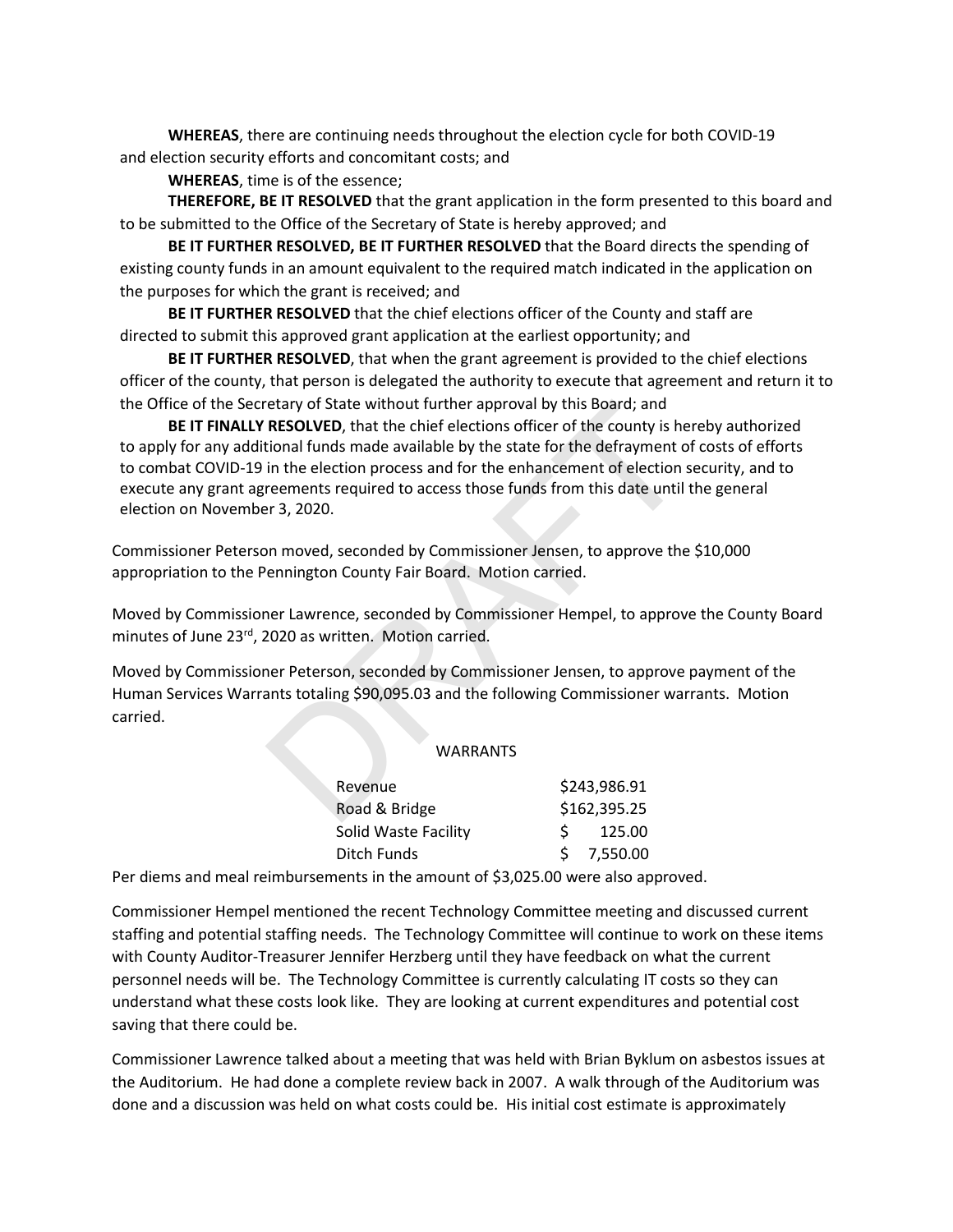**WHEREAS**, there are continuing needs throughout the election cycle for both COVID-19 and election security efforts and concomitant costs; and

**WHEREAS**, time is of the essence;

**THEREFORE, BE IT RESOLVED** that the grant application in the form presented to this board and to be submitted to the Office of the Secretary of State is hereby approved; and

**BE IT FURTHER RESOLVED, BE IT FURTHER RESOLVED** that the Board directs the spending of existing county funds in an amount equivalent to the required match indicated in the application on the purposes for which the grant is received; and

**BE IT FURTHER RESOLVED** that the chief elections officer of the County and staff are directed to submit this approved grant application at the earliest opportunity; and

**BE IT FURTHER RESOLVED**, that when the grant agreement is provided to the chief elections officer of the county, that person is delegated the authority to execute that agreement and return it to the Office of the Secretary of State without further approval by this Board; and

**BE IT FINALLY RESOLVED**, that the chief elections officer of the county is hereby authorized to apply for any additional funds made available by the state for the defrayment of costs of efforts to combat COVID-19 in the election process and for the enhancement of election security, and to execute any grant agreements required to access those funds from this date until the general election on November 3, 2020.

Commissioner Peterson moved, seconded by Commissioner Jensen, to approve the $10,000 appropriation to the Pennington County Fair Board. Motion carried.

Moved by Commissioner Lawrence, seconded by Commissioner Hempel, to approve the County Board minutes of June 23rd, 2020 as written. Motion carried.

Moved by Commissioner Peterson, seconded by Commissioner Jensen, to approve payment of the Human Services Warrants totaling $90,095.03 and the following Commissioner warrants. Motion carried.

WARRANTS

| | |
|---|---|
| Revenue | $243,986.91 |
| Road & Bridge | $162,395.25 |
| Solid Waste Facility | $ 125.00 |
| Ditch Funds | $ 7,550.00 |

Per diems and meal reimbursements in the amount of $3,025.00 were also approved.

Commissioner Hempel mentioned the recent Technology Committee meeting and discussed current staffing and potential staffing needs. The Technology Committee will continue to work on these items with County Auditor-Treasurer Jennifer Herzberg until they have feedback on what the current personnel needs will be. The Technology Committee is currently calculating IT costs so they can understand what these costs look like. They are looking at current expenditures and potential cost saving that there could be.

Commissioner Lawrence talked about a meeting that was held with Brian Byklum on asbestos issues at the Auditorium. He had done a complete review back in 2007. A walk through of the Auditorium was done and a discussion was held on what costs could be. His initial cost estimate is approximately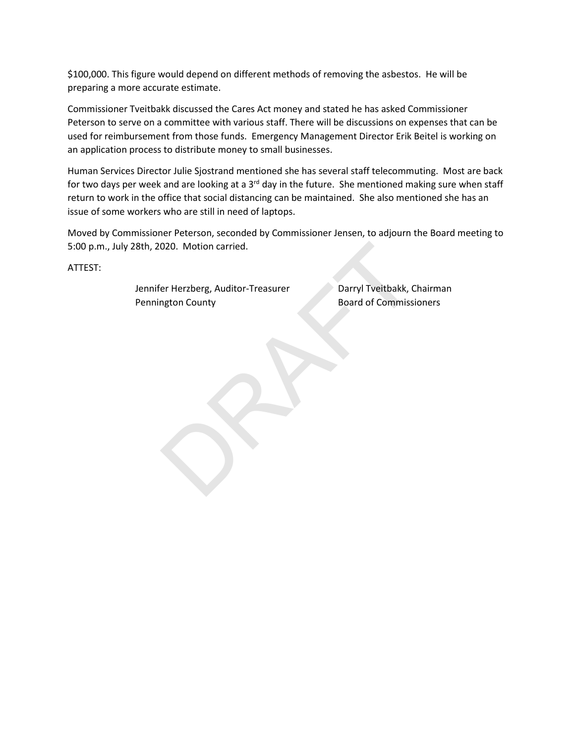$100,000. This figure would depend on different methods of removing the asbestos. He will be preparing a more accurate estimate.

Commissioner Tveitbakk discussed the Cares Act money and stated he has asked Commissioner Peterson to serve on a committee with various staff. There will be discussions on expenses that can be used for reimbursement from those funds. Emergency Management Director Erik Beitel is working on an application process to distribute money to small businesses.

Human Services Director Julie Sjostrand mentioned she has several staff telecommuting. Most are back for two days per week and are looking at a 3rd day in the future. She mentioned making sure when staff return to work in the office that social distancing can be maintained. She also mentioned she has an issue of some workers who are still in need of laptops.

Moved by Commissioner Peterson, seconded by Commissioner Jensen, to adjourn the Board meeting to 5:00 p.m., July 28th, 2020. Motion carried.

ATTEST:

Jennifer Herzberg, Auditor-Treasurer
Pennington County

Darryl Tveitbakk, Chairman
Board of Commissioners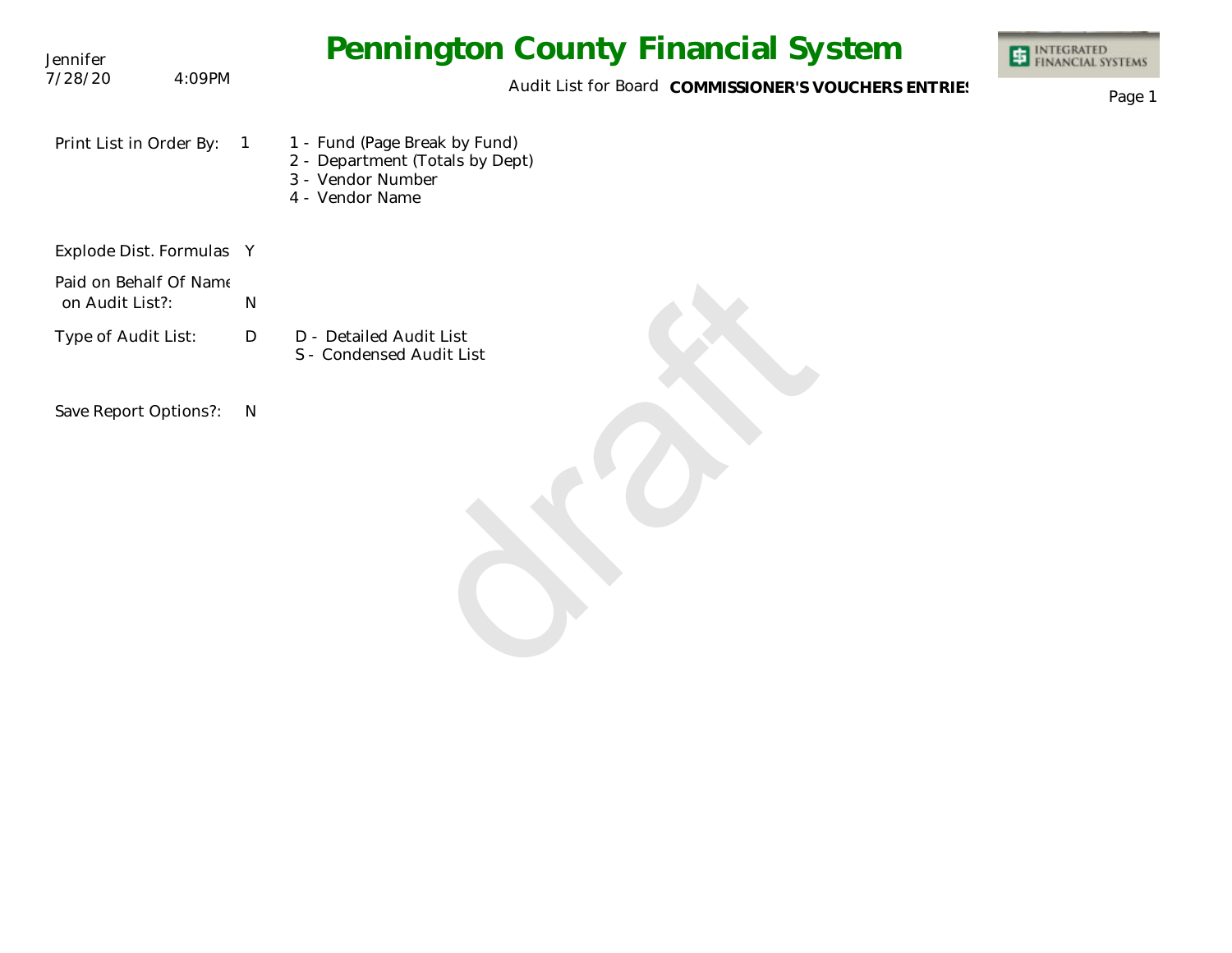# Pennington County Financial System

Jennifer
7/28/20 4:09PM

Audit List for Board **COMMISSIONER'S VOUCHERS ENTRIES**

INTEGRATED FINANCIAL SYSTEMS

Print List in Order By: 1

- 1 - Fund (Page Break by Fund)
- 2 - Department (Totals by Dept)
- 3 - Vendor Number
- 4 - Vendor Name

Explode Dist. Formulas Y

Paid on Behalf Of Name on Audit List?: N

Type of Audit List: D

- D - Detailed Audit List
- S - Condensed Audit List

Save Report Options?: N

draft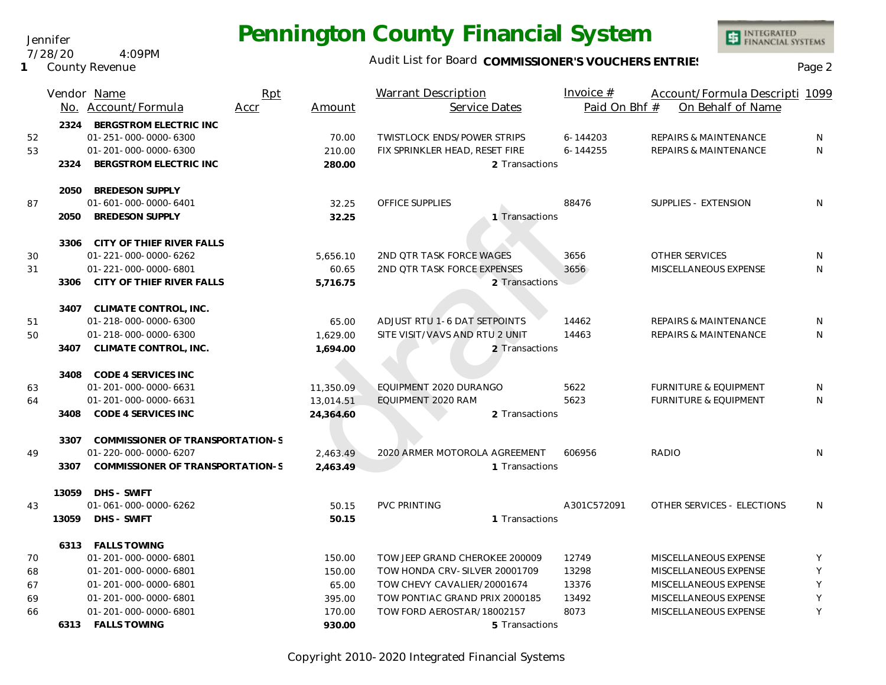# Pennington County Financial System

Jennifer
7/28/20 4:09PM
1 County Revenue

Audit List for Board **COMMISSIONER'S VOUCHERS ENTRIES**

| | Vendor No. | Name / Account/Formula | Rpt Accr | Amount | Warrant Description / Service Dates | Invoice # / Paid On Bhf # | Account/Formula Descripti / On Behalf of Name | 1099 |
|---|---|---|---|---|---|---|---|---|
| | 2324 | **BERGSTROM ELECTRIC INC** | | | | | | |
| 52 | | 01-251-000-0000-6300 | | 70.00 | TWISTLOCK ENDS/POWER STRIPS | 6-144203 | REPAIRS & MAINTENANCE | N |
| 53 | | 01-201-000-0000-6300 | | 210.00 | FIX SPRINKLER HEAD, RESET FIRE | 6-144255 | REPAIRS & MAINTENANCE | N |
| | 2324 | **BERGSTROM ELECTRIC INC** | | **280.00** | 2 Transactions | | | |
| | 2050 | **BREDESON SUPPLY** | | | | | | |
| 87 | | 01-601-000-0000-6401 | | 32.25 | OFFICE SUPPLIES | 88476 | SUPPLIES - EXTENSION | N |
| | 2050 | **BREDESON SUPPLY** | | **32.25** | 1 Transactions | | | |
| | 3306 | **CITY OF THIEF RIVER FALLS** | | | | | | |
| 30 | | 01-221-000-0000-6262 | | 5,656.10 | 2ND QTR TASK FORCE WAGES | 3656 | OTHER SERVICES | N |
| 31 | | 01-221-000-0000-6801 | | 60.65 | 2ND QTR TASK FORCE EXPENSES | 3656 | MISCELLANEOUS EXPENSE | N |
| | 3306 | **CITY OF THIEF RIVER FALLS** | | **5,716.75** | 2 Transactions | | | |
| | 3407 | **CLIMATE CONTROL, INC.** | | | | | | |
| 51 | | 01-218-000-0000-6300 | | 65.00 | ADJUST RTU 1-6 DAT SETPOINTS | 14462 | REPAIRS & MAINTENANCE | N |
| 50 | | 01-218-000-0000-6300 | | 1,629.00 | SITE VISIT/VAVS AND RTU 2 UNIT | 14463 | REPAIRS & MAINTENANCE | N |
| | 3407 | **CLIMATE CONTROL, INC.** | | **1,694.00** | 2 Transactions | | | |
| | 3408 | **CODE 4 SERVICES INC** | | | | | | |
| 63 | | 01-201-000-0000-6631 | | 11,350.09 | EQUIPMENT 2020 DURANGO | 5622 | FURNITURE & EQUIPMENT | N |
| 64 | | 01-201-000-0000-6631 | | 13,014.51 | EQUIPMENT 2020 RAM | 5623 | FURNITURE & EQUIPMENT | N |
| | 3408 | **CODE 4 SERVICES INC** | | **24,364.60** | 2 Transactions | | | |
| | 3307 | **COMMISSIONER OF TRANSPORTATION-S** | | | | | | |
| 49 | | 01-220-000-0000-6207 | | 2,463.49 | 2020 ARMER MOTOROLA AGREEMENT | 606956 | RADIO | N |
| | 3307 | **COMMISSIONER OF TRANSPORTATION-S** | | **2,463.49** | 1 Transactions | | | |
| | 13059 | **DHS - SWIFT** | | | | | | |
| 43 | | 01-061-000-0000-6262 | | 50.15 | PVC PRINTING | A301C572091 | OTHER SERVICES - ELECTIONS | N |
| | 13059 | **DHS - SWIFT** | | **50.15** | 1 Transactions | | | |
| | 6313 | **FALLS TOWING** | | | | | | |
| 70 | | 01-201-000-0000-6801 | | 150.00 | TOW JEEP GRAND CHEROKEE 200009 | 12749 | MISCELLANEOUS EXPENSE | Y |
| 68 | | 01-201-000-0000-6801 | | 150.00 | TOW HONDA CRV-SILVER 20001709 | 13298 | MISCELLANEOUS EXPENSE | Y |
| 67 | | 01-201-000-0000-6801 | | 65.00 | TOW CHEVY CAVALIER/20001674 | 13376 | MISCELLANEOUS EXPENSE | Y |
| 69 | | 01-201-000-0000-6801 | | 395.00 | TOW PONTIAC GRAND PRIX 2000185 | 13492 | MISCELLANEOUS EXPENSE | Y |
| 66 | | 01-201-000-0000-6801 | | 170.00 | TOW FORD AEROSTAR/18002157 | 8073 | MISCELLANEOUS EXPENSE | Y |
| | 6313 | **FALLS TOWING** | | **930.00** | 5 Transactions | | | |

Copyright 2010-2020 Integrated Financial Systems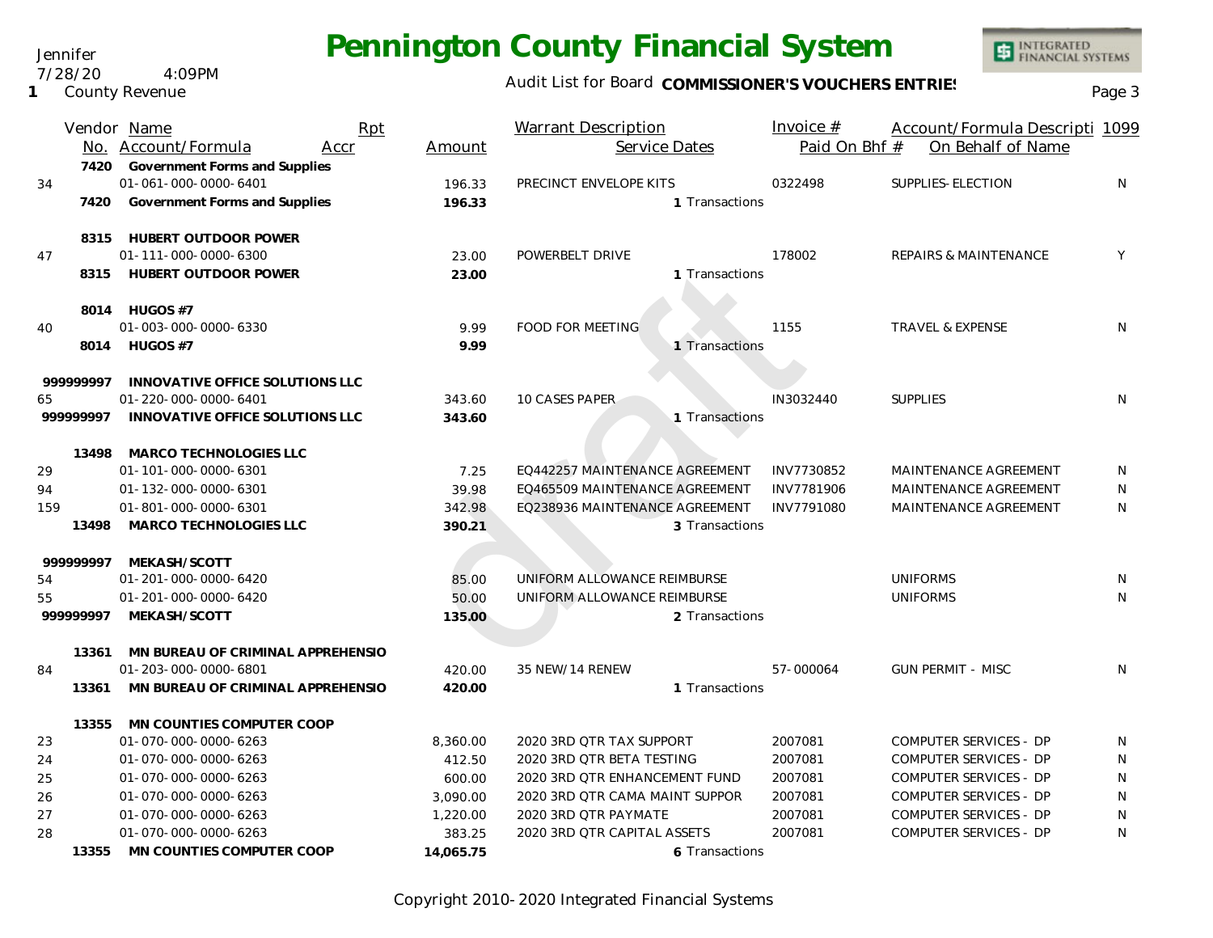# Pennington County Financial System

Jennifer
7/28/20 4:09PM
1 County Revenue

Audit List for Board **COMMISSIONER'S VOUCHERS ENTRIES**

| Vendor | Name | Rpt | | Warrant Description | Invoice # | Account/Formula Descripti | 1099 |
|---|---|---|---|---|---|---|---|
| No. | Account/Formula | Accr | Amount | Service Dates | Paid On Bhf # | On Behalf of Name | |
| **7420** | **Government Forms and Supplies** | | | | | | |
| 34 | 01-061-000-0000-6401 | | 196.33 | PRECINCT ENVELOPE KITS | 0322498 | SUPPLIES-ELECTION | N |
| **7420** | **Government Forms and Supplies** | | **196.33** | 1 Transactions | | | |
| **8315** | **HUBERT OUTDOOR POWER** | | | | | | |
| 47 | 01-111-000-0000-6300 | | 23.00 | POWERBELT DRIVE | 178002 | REPAIRS & MAINTENANCE | Y |
| **8315** | **HUBERT OUTDOOR POWER** | | **23.00** | 1 Transactions | | | |
| **8014** | **HUGOS #7** | | | | | | |
| 40 | 01-003-000-0000-6330 | | 9.99 | FOOD FOR MEETING | 1155 | TRAVEL & EXPENSE | N |
| **8014** | **HUGOS #7** | | **9.99** | 1 Transactions | | | |
| **999999997** | **INNOVATIVE OFFICE SOLUTIONS LLC** | | | | | | |
| 65 | 01-220-000-0000-6401 | | 343.60 | 10 CASES PAPER | IN3032440 | SUPPLIES | N |
| **999999997** | **INNOVATIVE OFFICE SOLUTIONS LLC** | | **343.60** | 1 Transactions | | | |
| **13498** | **MARCO TECHNOLOGIES LLC** | | | | | | |
| 29 | 01-101-000-0000-6301 | | 7.25 | EQ442257 MAINTENANCE AGREEMENT | INV7730852 | MAINTENANCE AGREEMENT | N |
| 94 | 01-132-000-0000-6301 | | 39.98 | EQ465509 MAINTENANCE AGREEMENT | INV7781906 | MAINTENANCE AGREEMENT | N |
| 159 | 01-801-000-0000-6301 | | 342.98 | EQ238936 MAINTENANCE AGREEMENT | INV7791080 | MAINTENANCE AGREEMENT | N |
| **13498** | **MARCO TECHNOLOGIES LLC** | | **390.21** | 3 Transactions | | | |
| **999999997** | **MEKASH/SCOTT** | | | | | | |
| 54 | 01-201-000-0000-6420 | | 85.00 | UNIFORM ALLOWANCE REIMBURSE | | UNIFORMS | N |
| 55 | 01-201-000-0000-6420 | | 50.00 | UNIFORM ALLOWANCE REIMBURSE | | UNIFORMS | N |
| **999999997** | **MEKASH/SCOTT** | | **135.00** | 2 Transactions | | | |
| **13361** | **MN BUREAU OF CRIMINAL APPREHENSIO** | | | | | | |
| 84 | 01-203-000-0000-6801 | | 420.00 | 35 NEW/14 RENEW | 57-000064 | GUN PERMIT - MISC | N |
| **13361** | **MN BUREAU OF CRIMINAL APPREHENSIO** | | **420.00** | 1 Transactions | | | |
| **13355** | **MN COUNTIES COMPUTER COOP** | | | | | | |
| 23 | 01-070-000-0000-6263 | | 8,360.00 | 2020 3RD QTR TAX SUPPORT | 2007081 | COMPUTER SERVICES - DP | N |
| 24 | 01-070-000-0000-6263 | | 412.50 | 2020 3RD QTR BETA TESTING | 2007081 | COMPUTER SERVICES - DP | N |
| 25 | 01-070-000-0000-6263 | | 600.00 | 2020 3RD QTR ENHANCEMENT FUND | 2007081 | COMPUTER SERVICES - DP | N |
| 26 | 01-070-000-0000-6263 | | 3,090.00 | 2020 3RD QTR CAMA MAINT SUPPOR | 2007081 | COMPUTER SERVICES - DP | N |
| 27 | 01-070-000-0000-6263 | | 1,220.00 | 2020 3RD QTR PAYMATE | 2007081 | COMPUTER SERVICES - DP | N |
| 28 | 01-070-000-0000-6263 | | 383.25 | 2020 3RD QTR CAPITAL ASSETS | 2007081 | COMPUTER SERVICES - DP | N |
| **13355** | **MN COUNTIES COMPUTER COOP** | | **14,065.75** | 6 Transactions | | | |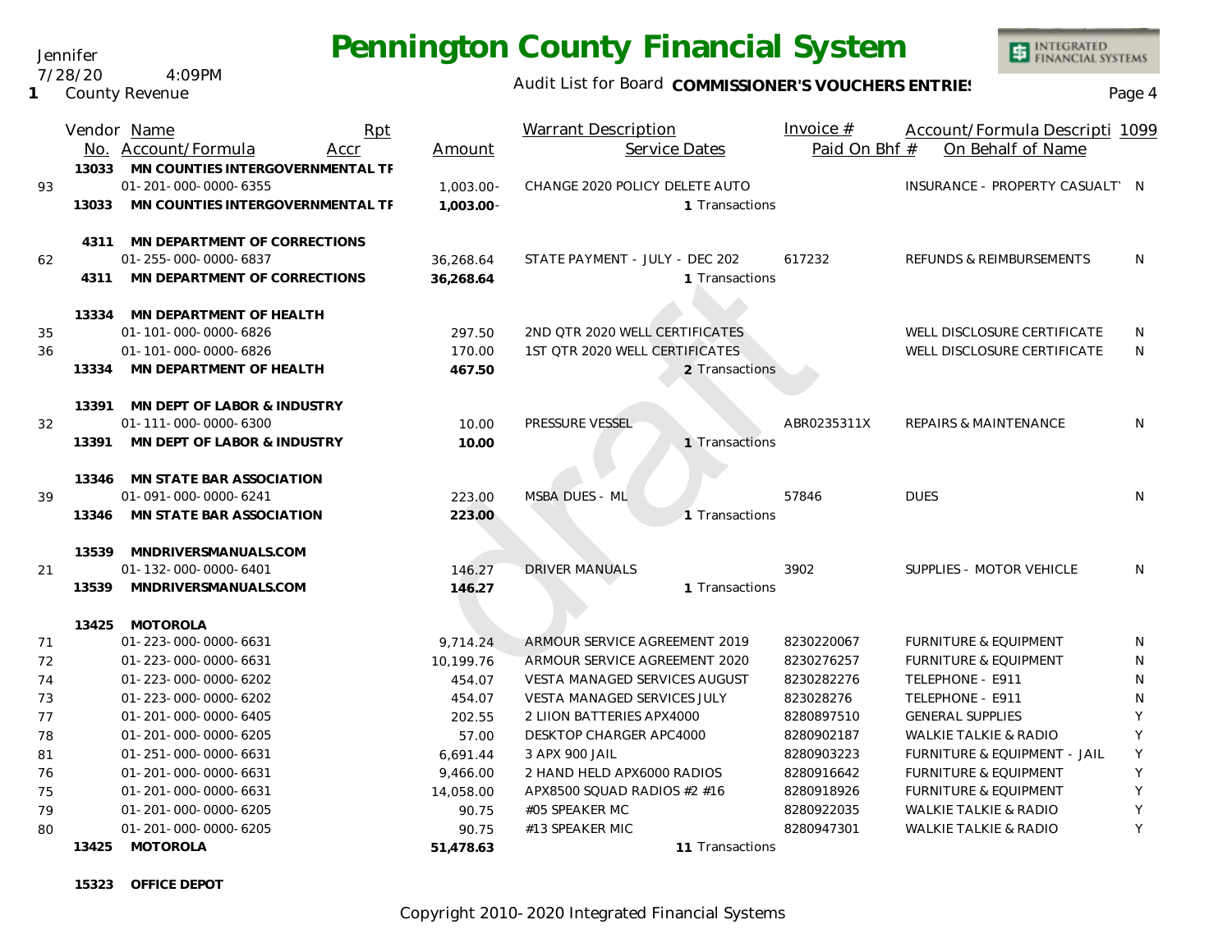# Pennington County Financial System

Jennifer
7/28/20 4:09PM
1 County Revenue

Audit List for Board **COMMISSIONER'S VOUCHERS ENTRIES**

| | Vendor No. | Name / Account/Formula | Rpt Accr | Amount | Warrant Description / Service Dates | Invoice # / Paid On Bhf # | Account/Formula Description / On Behalf of Name | 1099 |
|---|---|---|---|---|---|---|---|---|
| | 13033 | **MN COUNTIES INTERGOVERNMENTAL TF** | | | | | | |
| 93 | | 01-201-000-0000-6355 | | 1,003.00- | CHANGE 2020 POLICY DELETE AUTO | | INSURANCE - PROPERTY CASUALTY | N |
| | 13033 | **MN COUNTIES INTERGOVERNMENTAL TF** | | **1,003.00-** | 1 Transactions | | | |
| | 4311 | **MN DEPARTMENT OF CORRECTIONS** | | | | | | |
| 62 | | 01-255-000-0000-6837 | | 36,268.64 | STATE PAYMENT - JULY - DEC 202 | 617232 | REFUNDS & REIMBURSEMENTS | N |
| | 4311 | **MN DEPARTMENT OF CORRECTIONS** | | **36,268.64** | 1 Transactions | | | |
| | 13334 | **MN DEPARTMENT OF HEALTH** | | | | | | |
| 35 | | 01-101-000-0000-6826 | | 297.50 | 2ND QTR 2020 WELL CERTIFICATES | | WELL DISCLOSURE CERTIFICATE | N |
| 36 | | 01-101-000-0000-6826 | | 170.00 | 1ST QTR 2020 WELL CERTIFICATES | | WELL DISCLOSURE CERTIFICATE | N |
| | 13334 | **MN DEPARTMENT OF HEALTH** | | **467.50** | 2 Transactions | | | |
| | 13391 | **MN DEPT OF LABOR & INDUSTRY** | | | | | | |
| 32 | | 01-111-000-0000-6300 | | 10.00 | PRESSURE VESSEL | ABR0235311X | REPAIRS & MAINTENANCE | N |
| | 13391 | **MN DEPT OF LABOR & INDUSTRY** | | **10.00** | 1 Transactions | | | |
| | 13346 | **MN STATE BAR ASSOCIATION** | | | | | | |
| 39 | | 01-091-000-0000-6241 | | 223.00 | MSBA DUES - ML | 57846 | DUES | N |
| | 13346 | **MN STATE BAR ASSOCIATION** | | **223.00** | 1 Transactions | | | |
| | 13539 | **MNDRIVERSMANUALS.COM** | | | | | | |
| 21 | | 01-132-000-0000-6401 | | 146.27 | DRIVER MANUALS | 3902 | SUPPLIES - MOTOR VEHICLE | N |
| | 13539 | **MNDRIVERSMANUALS.COM** | | **146.27** | 1 Transactions | | | |
| | 13425 | **MOTOROLA** | | | | | | |
| 71 | | 01-223-000-0000-6631 | | 9,714.24 | ARMOUR SERVICE AGREEMENT 2019 | 8230220067 | FURNITURE & EQUIPMENT | N |
| 72 | | 01-223-000-0000-6631 | | 10,199.76 | ARMOUR SERVICE AGREEMENT 2020 | 8230276257 | FURNITURE & EQUIPMENT | N |
| 74 | | 01-223-000-0000-6202 | | 454.07 | VESTA MANAGED SERVICES AUGUST | 8230282276 | TELEPHONE - E911 | N |
| 73 | | 01-223-000-0000-6202 | | 454.07 | VESTA MANAGED SERVICES JULY | 823028276 | TELEPHONE - E911 | N |
| 77 | | 01-201-000-0000-6405 | | 202.55 | 2 LIION BATTERIES APX4000 | 8280897510 | GENERAL SUPPLIES | Y |
| 78 | | 01-201-000-0000-6205 | | 57.00 | DESKTOP CHARGER APC4000 | 8280902187 | WALKIE TALKIE & RADIO | Y |
| 81 | | 01-251-000-0000-6631 | | 6,691.44 | 3 APX 900 JAIL | 8280903223 | FURNITURE & EQUIPMENT - JAIL | Y |
| 76 | | 01-201-000-0000-6631 | | 9,466.00 | 2 HAND HELD APX6000 RADIOS | 8280916642 | FURNITURE & EQUIPMENT | Y |
| 75 | | 01-201-000-0000-6631 | | 14,058.00 | APX8500 SQUAD RADIOS #2 #16 | 8280918926 | FURNITURE & EQUIPMENT | Y |
| 79 | | 01-201-000-0000-6205 | | 90.75 | #05 SPEAKER MC | 8280922035 | WALKIE TALKIE & RADIO | Y |
| 80 | | 01-201-000-0000-6205 | | 90.75 | #13 SPEAKER MIC | 8280947301 | WALKIE TALKIE & RADIO | Y |
| | 13425 | **MOTOROLA** | | **51,478.63** | 11 Transactions | | | |
| | 15323 | **OFFICE DEPOT** | | | | | | |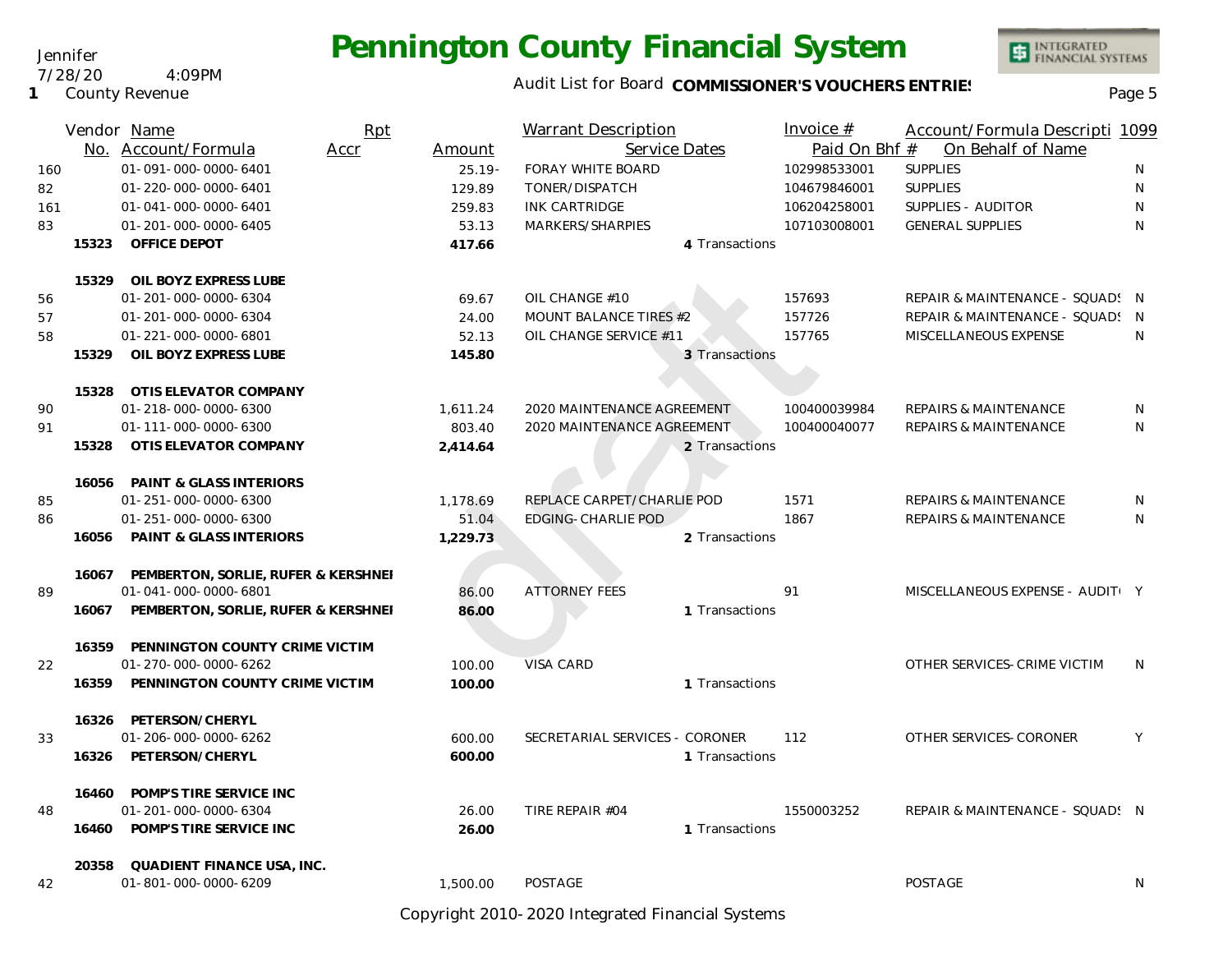# Pennington County Financial System

Jennifer
7/28/20 4:09PM
1 County Revenue

Audit List for Board **COMMISSIONER'S VOUCHERS ENTRIES**

| Vendor No. | Name / Account/Formula | Rpt Accr | Amount | Warrant Description / Service Dates | Invoice # / Paid On Bhf # | Account/Formula Description / On Behalf of Name | 1099 |
|---|---|---|---|---|---|---|---|
| 160 | 01-091-000-0000-6401 | | 25.19- | FORAY WHITE BOARD | 102998533001 | SUPPLIES | N |
| 82 | 01-220-000-0000-6401 | | 129.89 | TONER/DISPATCH | 104679846001 | SUPPLIES | N |
| 161 | 01-041-000-0000-6401 | | 259.83 | INK CARTRIDGE | 106204258001 | SUPPLIES - AUDITOR | N |
| 83 | 01-201-000-0000-6405 | | 53.13 | MARKERS/SHARPIES | 107103008001 | GENERAL SUPPLIES | N |
| **15323** | **OFFICE DEPOT** | | **417.66** | 4 Transactions | | | |
| **15329** | **OIL BOYZ EXPRESS LUBE** | | | | | | |
| 56 | 01-201-000-0000-6304 | | 69.67 | OIL CHANGE #10 | 157693 | REPAIR & MAINTENANCE - SQUADS | N |
| 57 | 01-201-000-0000-6304 | | 24.00 | MOUNT BALANCE TIRES #2 | 157726 | REPAIR & MAINTENANCE - SQUADS | N |
| 58 | 01-221-000-0000-6801 | | 52.13 | OIL CHANGE SERVICE #11 | 157765 | MISCELLANEOUS EXPENSE | N |
| **15329** | **OIL BOYZ EXPRESS LUBE** | | **145.80** | 3 Transactions | | | |
| **15328** | **OTIS ELEVATOR COMPANY** | | | | | | |
| 90 | 01-218-000-0000-6300 | | 1,611.24 | 2020 MAINTENANCE AGREEMENT | 100400039984 | REPAIRS & MAINTENANCE | N |
| 91 | 01-111-000-0000-6300 | | 803.40 | 2020 MAINTENANCE AGREEMENT | 100400040077 | REPAIRS & MAINTENANCE | N |
| **15328** | **OTIS ELEVATOR COMPANY** | | **2,414.64** | 2 Transactions | | | |
| **16056** | **PAINT & GLASS INTERIORS** | | | | | | |
| 85 | 01-251-000-0000-6300 | | 1,178.69 | REPLACE CARPET/CHARLIE POD | 1571 | REPAIRS & MAINTENANCE | N |
| 86 | 01-251-000-0000-6300 | | 51.04 | EDGING-CHARLIE POD | 1867 | REPAIRS & MAINTENANCE | N |
| **16056** | **PAINT & GLASS INTERIORS** | | **1,229.73** | 2 Transactions | | | |
| **16067** | **PEMBERTON, SORLIE, RUFER & KERSHNEI** | | | | | | |
| 89 | 01-041-000-0000-6801 | | 86.00 | ATTORNEY FEES | 91 | MISCELLANEOUS EXPENSE - AUDITO | Y |
| **16067** | **PEMBERTON, SORLIE, RUFER & KERSHNEI** | | **86.00** | 1 Transactions | | | |
| **16359** | **PENNINGTON COUNTY CRIME VICTIM** | | | | | | |
| 22 | 01-270-000-0000-6262 | | 100.00 | VISA CARD | | OTHER SERVICES-CRIME VICTIM | N |
| **16359** | **PENNINGTON COUNTY CRIME VICTIM** | | **100.00** | 1 Transactions | | | |
| **16326** | **PETERSON/CHERYL** | | | | | | |
| 33 | 01-206-000-0000-6262 | | 600.00 | SECRETARIAL SERVICES - CORONER | 112 | OTHER SERVICES-CORONER | Y |
| **16326** | **PETERSON/CHERYL** | | **600.00** | 1 Transactions | | | |
| **16460** | **POMP'S TIRE SERVICE INC** | | | | | | |
| 48 | 01-201-000-0000-6304 | | 26.00 | TIRE REPAIR #04 | 1550003252 | REPAIR & MAINTENANCE - SQUADS | N |
| **16460** | **POMP'S TIRE SERVICE INC** | | **26.00** | 1 Transactions | | | |
| **20358** | **QUADIENT FINANCE USA, INC.** | | | | | | |
| 42 | 01-801-000-0000-6209 | | 1,500.00 | POSTAGE | | POSTAGE | N |

Copyright 2010-2020 Integrated Financial Systems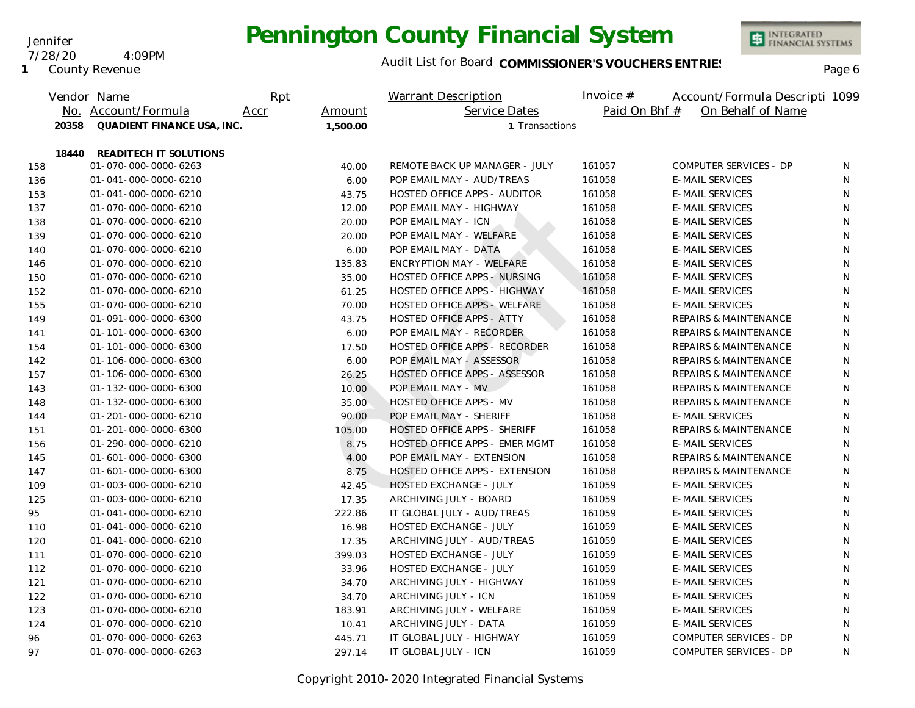# Pennington County Financial System

Audit List for Board **COMMISSIONER'S VOUCHERS ENTRIES**

1 County Revenue

| Vendor No. | Name / Account/Formula | Rpt Accr | Amount | Warrant Description / Service Dates | Invoice # / Paid On Bhf # | Account/Formula Description / On Behalf of Name | 1099 |
|---|---|---|---|---|---|---|---|
| **20358** | **QUADIENT FINANCE USA, INC.** | | **1,500.00** | 1 Transactions | | | |
| **18440** | **READITECH IT SOLUTIONS** | | | | | | |
| 158 | 01-070-000-0000-6263 | | 40.00 | REMOTE BACK UP MANAGER - JULY | 161057 | COMPUTER SERVICES - DP | N |
| 136 | 01-041-000-0000-6210 | | 6.00 | POP EMAIL MAY - AUD/TREAS | 161058 | E-MAIL SERVICES | N |
| 153 | 01-041-000-0000-6210 | | 43.75 | HOSTED OFFICE APPS - AUDITOR | 161058 | E-MAIL SERVICES | N |
| 137 | 01-070-000-0000-6210 | | 12.00 | POP EMAIL MAY - HIGHWAY | 161058 | E-MAIL SERVICES | N |
| 138 | 01-070-000-0000-6210 | | 20.00 | POP EMAIL MAY - ICN | 161058 | E-MAIL SERVICES | N |
| 139 | 01-070-000-0000-6210 | | 20.00 | POP EMAIL MAY - WELFARE | 161058 | E-MAIL SERVICES | N |
| 140 | 01-070-000-0000-6210 | | 6.00 | POP EMAIL MAY - DATA | 161058 | E-MAIL SERVICES | N |
| 146 | 01-070-000-0000-6210 | | 135.83 | ENCRYPTION MAY - WELFARE | 161058 | E-MAIL SERVICES | N |
| 150 | 01-070-000-0000-6210 | | 35.00 | HOSTED OFFICE APPS - NURSING | 161058 | E-MAIL SERVICES | N |
| 152 | 01-070-000-0000-6210 | | 61.25 | HOSTED OFFICE APPS - HIGHWAY | 161058 | E-MAIL SERVICES | N |
| 155 | 01-070-000-0000-6210 | | 70.00 | HOSTED OFFICE APPS - WELFARE | 161058 | E-MAIL SERVICES | N |
| 149 | 01-091-000-0000-6300 | | 43.75 | HOSTED OFFICE APPS - ATTY | 161058 | REPAIRS & MAINTENANCE | N |
| 141 | 01-101-000-0000-6300 | | 6.00 | POP EMAIL MAY - RECORDER | 161058 | REPAIRS & MAINTENANCE | N |
| 154 | 01-101-000-0000-6300 | | 17.50 | HOSTED OFFICE APPS - RECORDER | 161058 | REPAIRS & MAINTENANCE | N |
| 142 | 01-106-000-0000-6300 | | 6.00 | POP EMAIL MAY - ASSESSOR | 161058 | REPAIRS & MAINTENANCE | N |
| 157 | 01-106-000-0000-6300 | | 26.25 | HOSTED OFFICE APPS - ASSESSOR | 161058 | REPAIRS & MAINTENANCE | N |
| 143 | 01-132-000-0000-6300 | | 10.00 | POP EMAIL MAY - MV | 161058 | REPAIRS & MAINTENANCE | N |
| 148 | 01-132-000-0000-6300 | | 35.00 | HOSTED OFFICE APPS - MV | 161058 | REPAIRS & MAINTENANCE | N |
| 144 | 01-201-000-0000-6210 | | 90.00 | POP EMAIL MAY - SHERIFF | 161058 | E-MAIL SERVICES | N |
| 151 | 01-201-000-0000-6300 | | 105.00 | HOSTED OFFICE APPS - SHERIFF | 161058 | REPAIRS & MAINTENANCE | N |
| 156 | 01-290-000-0000-6210 | | 8.75 | HOSTED OFFICE APPS - EMER MGMT | 161058 | E-MAIL SERVICES | N |
| 145 | 01-601-000-0000-6300 | | 4.00 | POP EMAIL MAY - EXTENSION | 161058 | REPAIRS & MAINTENANCE | N |
| 147 | 01-601-000-0000-6300 | | 8.75 | HOSTED OFFICE APPS - EXTENSION | 161058 | REPAIRS & MAINTENANCE | N |
| 109 | 01-003-000-0000-6210 | | 42.45 | HOSTED EXCHANGE - JULY | 161059 | E-MAIL SERVICES | N |
| 125 | 01-003-000-0000-6210 | | 17.35 | ARCHIVING JULY - BOARD | 161059 | E-MAIL SERVICES | N |
| 95 | 01-041-000-0000-6210 | | 222.86 | IT GLOBAL JULY - AUD/TREAS | 161059 | E-MAIL SERVICES | N |
| 110 | 01-041-000-0000-6210 | | 16.98 | HOSTED EXCHANGE - JULY | 161059 | E-MAIL SERVICES | N |
| 120 | 01-041-000-0000-6210 | | 17.35 | ARCHIVING JULY - AUD/TREAS | 161059 | E-MAIL SERVICES | N |
| 111 | 01-070-000-0000-6210 | | 399.03 | HOSTED EXCHANGE - JULY | 161059 | E-MAIL SERVICES | N |
| 112 | 01-070-000-0000-6210 | | 33.96 | HOSTED EXCHANGE - JULY | 161059 | E-MAIL SERVICES | N |
| 121 | 01-070-000-0000-6210 | | 34.70 | ARCHIVING JULY - HIGHWAY | 161059 | E-MAIL SERVICES | N |
| 122 | 01-070-000-0000-6210 | | 34.70 | ARCHIVING JULY - ICN | 161059 | E-MAIL SERVICES | N |
| 123 | 01-070-000-0000-6210 | | 183.91 | ARCHIVING JULY - WELFARE | 161059 | E-MAIL SERVICES | N |
| 124 | 01-070-000-0000-6210 | | 10.41 | ARCHIVING JULY - DATA | 161059 | E-MAIL SERVICES | N |
| 96 | 01-070-000-0000-6263 | | 445.71 | IT GLOBAL JULY - HIGHWAY | 161059 | COMPUTER SERVICES - DP | N |
| 97 | 01-070-000-0000-6263 | | 297.14 | IT GLOBAL JULY - ICN | 161059 | COMPUTER SERVICES - DP | N |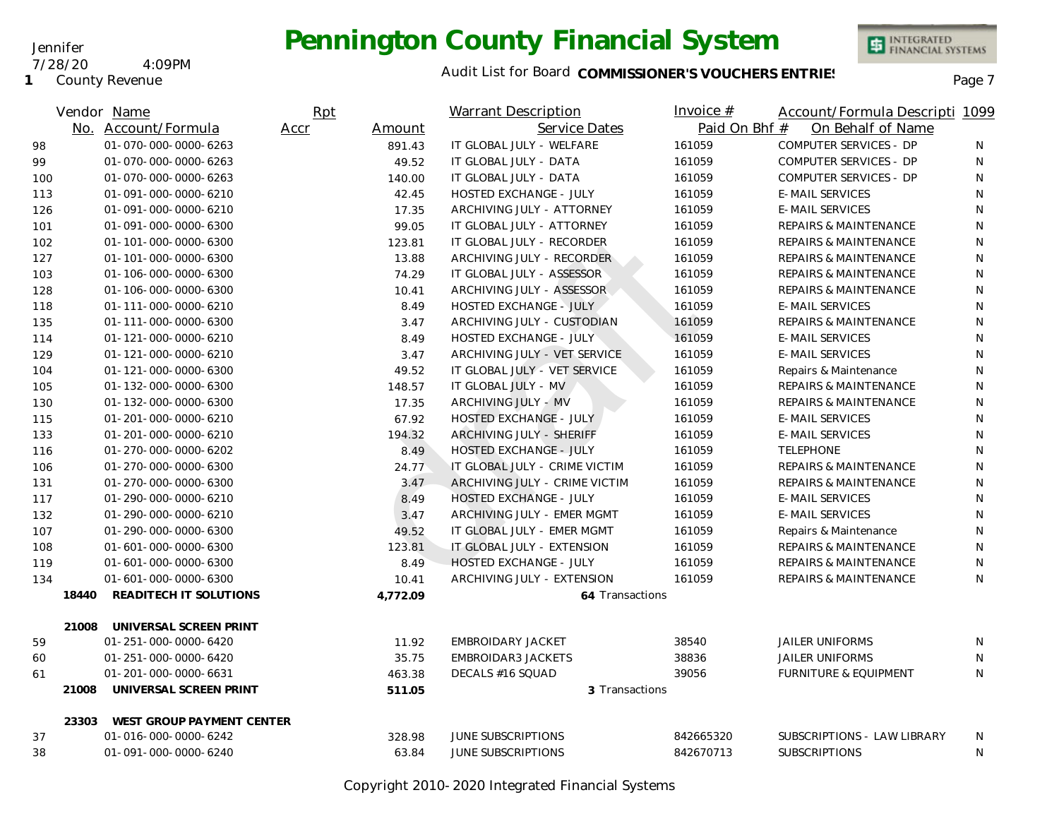Jennifer
7/28/20 4:09PM
1 County Revenue

# Pennington County Financial System

Audit List for Board **COMMISSIONER'S VOUCHERS ENTRIES**

| Vendor No. | Name / Account/Formula | Rpt Accr | Amount | Warrant Description / Service Dates | Invoice # / Paid On Bhf # | Account/Formula Description / On Behalf of Name | 1099 |
|---|---|---|---|---|---|---|---|
| 98 | 01-070-000-0000-6263 | | 891.43 | IT GLOBAL JULY - WELFARE | 161059 | COMPUTER SERVICES - DP | N |
| 99 | 01-070-000-0000-6263 | | 49.52 | IT GLOBAL JULY - DATA | 161059 | COMPUTER SERVICES - DP | N |
| 100 | 01-070-000-0000-6263 | | 140.00 | IT GLOBAL JULY - DATA | 161059 | COMPUTER SERVICES - DP | N |
| 113 | 01-091-000-0000-6210 | | 42.45 | HOSTED EXCHANGE - JULY | 161059 | E-MAIL SERVICES | N |
| 126 | 01-091-000-0000-6210 | | 17.35 | ARCHIVING JULY - ATTORNEY | 161059 | E-MAIL SERVICES | N |
| 101 | 01-091-000-0000-6300 | | 99.05 | IT GLOBAL JULY - ATTORNEY | 161059 | REPAIRS & MAINTENANCE | N |
| 102 | 01-101-000-0000-6300 | | 123.81 | IT GLOBAL JULY - RECORDER | 161059 | REPAIRS & MAINTENANCE | N |
| 127 | 01-101-000-0000-6300 | | 13.88 | ARCHIVING JULY - RECORDER | 161059 | REPAIRS & MAINTENANCE | N |
| 103 | 01-106-000-0000-6300 | | 74.29 | IT GLOBAL JULY - ASSESSOR | 161059 | REPAIRS & MAINTENANCE | N |
| 128 | 01-106-000-0000-6300 | | 10.41 | ARCHIVING JULY - ASSESSOR | 161059 | REPAIRS & MAINTENANCE | N |
| 118 | 01-111-000-0000-6210 | | 8.49 | HOSTED EXCHANGE - JULY | 161059 | E-MAIL SERVICES | N |
| 135 | 01-111-000-0000-6300 | | 3.47 | ARCHIVING JULY - CUSTODIAN | 161059 | REPAIRS & MAINTENANCE | N |
| 114 | 01-121-000-0000-6210 | | 8.49 | HOSTED EXCHANGE - JULY | 161059 | E-MAIL SERVICES | N |
| 129 | 01-121-000-0000-6210 | | 3.47 | ARCHIVING JULY - VET SERVICE | 161059 | E-MAIL SERVICES | N |
| 104 | 01-121-000-0000-6300 | | 49.52 | IT GLOBAL JULY - VET SERVICE | 161059 | Repairs & Maintenance | N |
| 105 | 01-132-000-0000-6300 | | 148.57 | IT GLOBAL JULY - MV | 161059 | REPAIRS & MAINTENANCE | N |
| 130 | 01-132-000-0000-6300 | | 17.35 | ARCHIVING JULY - MV | 161059 | REPAIRS & MAINTENANCE | N |
| 115 | 01-201-000-0000-6210 | | 67.92 | HOSTED EXCHANGE - JULY | 161059 | E-MAIL SERVICES | N |
| 133 | 01-201-000-0000-6210 | | 194.32 | ARCHIVING JULY - SHERIFF | 161059 | E-MAIL SERVICES | N |
| 116 | 01-270-000-0000-6202 | | 8.49 | HOSTED EXCHANGE - JULY | 161059 | TELEPHONE | N |
| 106 | 01-270-000-0000-6300 | | 24.77 | IT GLOBAL JULY - CRIME VICTIM | 161059 | REPAIRS & MAINTENANCE | N |
| 131 | 01-270-000-0000-6300 | | 3.47 | ARCHIVING JULY - CRIME VICTIM | 161059 | REPAIRS & MAINTENANCE | N |
| 117 | 01-290-000-0000-6210 | | 8.49 | HOSTED EXCHANGE - JULY | 161059 | E-MAIL SERVICES | N |
| 132 | 01-290-000-0000-6210 | | 3.47 | ARCHIVING JULY - EMER MGMT | 161059 | E-MAIL SERVICES | N |
| 107 | 01-290-000-0000-6300 | | 49.52 | IT GLOBAL JULY - EMER MGMT | 161059 | Repairs & Maintenance | N |
| 108 | 01-601-000-0000-6300 | | 123.81 | IT GLOBAL JULY - EXTENSION | 161059 | REPAIRS & MAINTENANCE | N |
| 119 | 01-601-000-0000-6300 | | 8.49 | HOSTED EXCHANGE - JULY | 161059 | REPAIRS & MAINTENANCE | N |
| 134 | 01-601-000-0000-6300 | | 10.41 | ARCHIVING JULY - EXTENSION | 161059 | REPAIRS & MAINTENANCE | N |
| **18440** | **READITECH IT SOLUTIONS** | | **4,772.09** | **64** Transactions | | | |
| **21008** | **UNIVERSAL SCREEN PRINT** | | | | | | |
| 59 | 01-251-000-0000-6420 | | 11.92 | EMBROIDARY JACKET | 38540 | JAILER UNIFORMS | N |
| 60 | 01-251-000-0000-6420 | | 35.75 | EMBROIDAR3 JACKETS | 38836 | JAILER UNIFORMS | N |
| 61 | 01-201-000-0000-6631 | | 463.38 | DECALS #16 SQUAD | 39056 | FURNITURE & EQUIPMENT | N |
| **21008** | **UNIVERSAL SCREEN PRINT** | | **511.05** | **3** Transactions | | | |
| **23303** | **WEST GROUP PAYMENT CENTER** | | | | | | |
| 37 | 01-016-000-0000-6242 | | 328.98 | JUNE SUBSCRIPTIONS | 842665320 | SUBSCRIPTIONS - LAW LIBRARY | N |
| 38 | 01-091-000-0000-6240 | | 63.84 | JUNE SUBSCRIPTIONS | 842670713 | SUBSCRIPTIONS | N |

Copyright 2010-2020 Integrated Financial Systems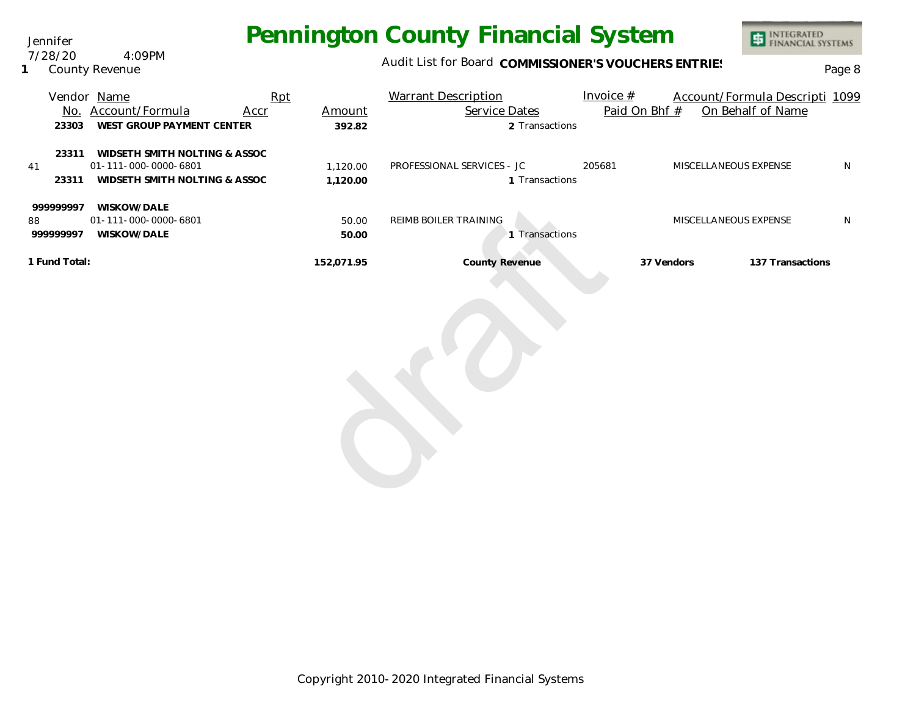# Pennington County Financial System

Jennifer
7/28/20 4:09PM
**1** County Revenue

Audit List for Board **COMMISSIONER'S VOUCHERS ENTRIES**

| Vendor No. | Name / Account/Formula | Rpt Accr | Amount | Warrant Description / Service Dates | Invoice # / Paid On Bhf # | Account/Formula Descripti / On Behalf of Name | 1099 |
|---|---|---|---|---|---|---|---|
| **23303** | **WEST GROUP PAYMENT CENTER** | | **392.82** | 2 Transactions | | | |
| **23311** | **WIDSETH SMITH NOLTING & ASSOC** | | | | | | |
| 41 | 01-111-000-0000-6801 | | 1,120.00 | PROFESSIONAL SERVICES - JC | 205681 | MISCELLANEOUS EXPENSE | N |
| **23311** | **WIDSETH SMITH NOLTING & ASSOC** | | **1,120.00** | 1 Transactions | | | |
| **999999997** | **WISKOW/DALE** | | | | | | |
| 88 | 01-111-000-0000-6801 | | 50.00 | REIMB BOILER TRAINING | | MISCELLANEOUS EXPENSE | N |
| **999999997** | **WISKOW/DALE** | | **50.00** | 1 Transactions | | | |
| **1 Fund Total:** | | | **152,071.95** | **County Revenue** | **37 Vendors** | **137 Transactions** | |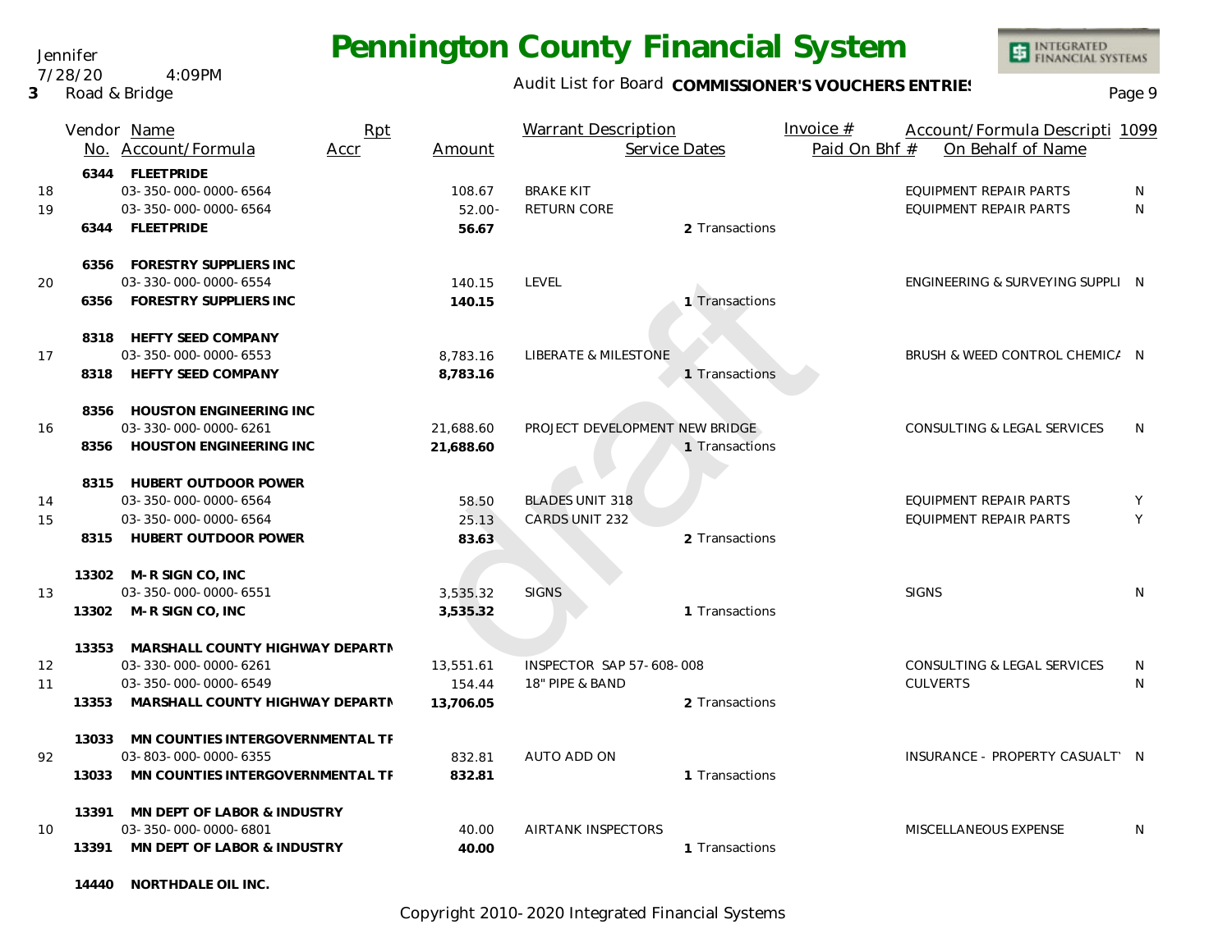# Pennington County Financial System

Jennifer
7/28/20 4:09PM
3 Road & Bridge

Audit List for Board **COMMISSIONER'S VOUCHERS ENTRIES**

| | Vendor No. | Name / Account/Formula | Rpt Accr | Amount | Warrant Description | Service Dates | Invoice # / Paid On Bhf # | Account/Formula Description / On Behalf of Name | 1099 |
|---|---|---|---|---|---|---|---|---|---|
| | 6344 | **FLEETPRIDE** | | | | | | | |
| 18 | | 03-350-000-0000-6564 | | 108.67 | BRAKE KIT | | | EQUIPMENT REPAIR PARTS | N |
| 19 | | 03-350-000-0000-6564 | | 52.00- | RETURN CORE | | | EQUIPMENT REPAIR PARTS | N |
| | 6344 | **FLEETPRIDE** | | **56.67** | | 2 Transactions | | | |
| | 6356 | **FORESTRY SUPPLIERS INC** | | | | | | | |
| 20 | | 03-330-000-0000-6554 | | 140.15 | LEVEL | | | ENGINEERING & SURVEYING SUPPLI | N |
| | 6356 | **FORESTRY SUPPLIERS INC** | | **140.15** | | 1 Transactions | | | |
| | 8318 | **HEFTY SEED COMPANY** | | | | | | | |
| 17 | | 03-350-000-0000-6553 | | 8,783.16 | LIBERATE & MILESTONE | | | BRUSH & WEED CONTROL CHEMICA | N |
| | 8318 | **HEFTY SEED COMPANY** | | **8,783.16** | | 1 Transactions | | | |
| | 8356 | **HOUSTON ENGINEERING INC** | | | | | | | |
| 16 | | 03-330-000-0000-6261 | | 21,688.60 | PROJECT DEVELOPMENT NEW BRIDGE | | | CONSULTING & LEGAL SERVICES | N |
| | 8356 | **HOUSTON ENGINEERING INC** | | **21,688.60** | | 1 Transactions | | | |
| | 8315 | **HUBERT OUTDOOR POWER** | | | | | | | |
| 14 | | 03-350-000-0000-6564 | | 58.50 | BLADES UNIT 318 | | | EQUIPMENT REPAIR PARTS | Y |
| 15 | | 03-350-000-0000-6564 | | 25.13 | CARDS UNIT 232 | | | EQUIPMENT REPAIR PARTS | Y |
| | 8315 | **HUBERT OUTDOOR POWER** | | **83.63** | | 2 Transactions | | | |
| | 13302 | **M-R SIGN CO, INC** | | | | | | | |
| 13 | | 03-350-000-0000-6551 | | 3,535.32 | SIGNS | | | SIGNS | N |
| | 13302 | **M-R SIGN CO, INC** | | **3,535.32** | | 1 Transactions | | | |
| | 13353 | **MARSHALL COUNTY HIGHWAY DEPARTM** | | | | | | | |
| 12 | | 03-330-000-0000-6261 | | 13,551.61 | INSPECTOR SAP 57-608-008 | | | CONSULTING & LEGAL SERVICES | N |
| 11 | | 03-350-000-0000-6549 | | 154.44 | 18" PIPE & BAND | | | CULVERTS | N |
| | 13353 | **MARSHALL COUNTY HIGHWAY DEPARTM** | | **13,706.05** | | 2 Transactions | | | |
| | 13033 | **MN COUNTIES INTERGOVERNMENTAL TR** | | | | | | | |
| 92 | | 03-803-000-0000-6355 | | 832.81 | AUTO ADD ON | | | INSURANCE - PROPERTY CASUALTY | N |
| | 13033 | **MN COUNTIES INTERGOVERNMENTAL TR** | | **832.81** | | 1 Transactions | | | |
| | 13391 | **MN DEPT OF LABOR & INDUSTRY** | | | | | | | |
| 10 | | 03-350-000-0000-6801 | | 40.00 | AIRTANK INSPECTORS | | | MISCELLANEOUS EXPENSE | N |
| | 13391 | **MN DEPT OF LABOR & INDUSTRY** | | **40.00** | | 1 Transactions | | | |
| | 14440 | **NORTHDALE OIL INC.** | | | | | | | |

Copyright 2010-2020 Integrated Financial Systems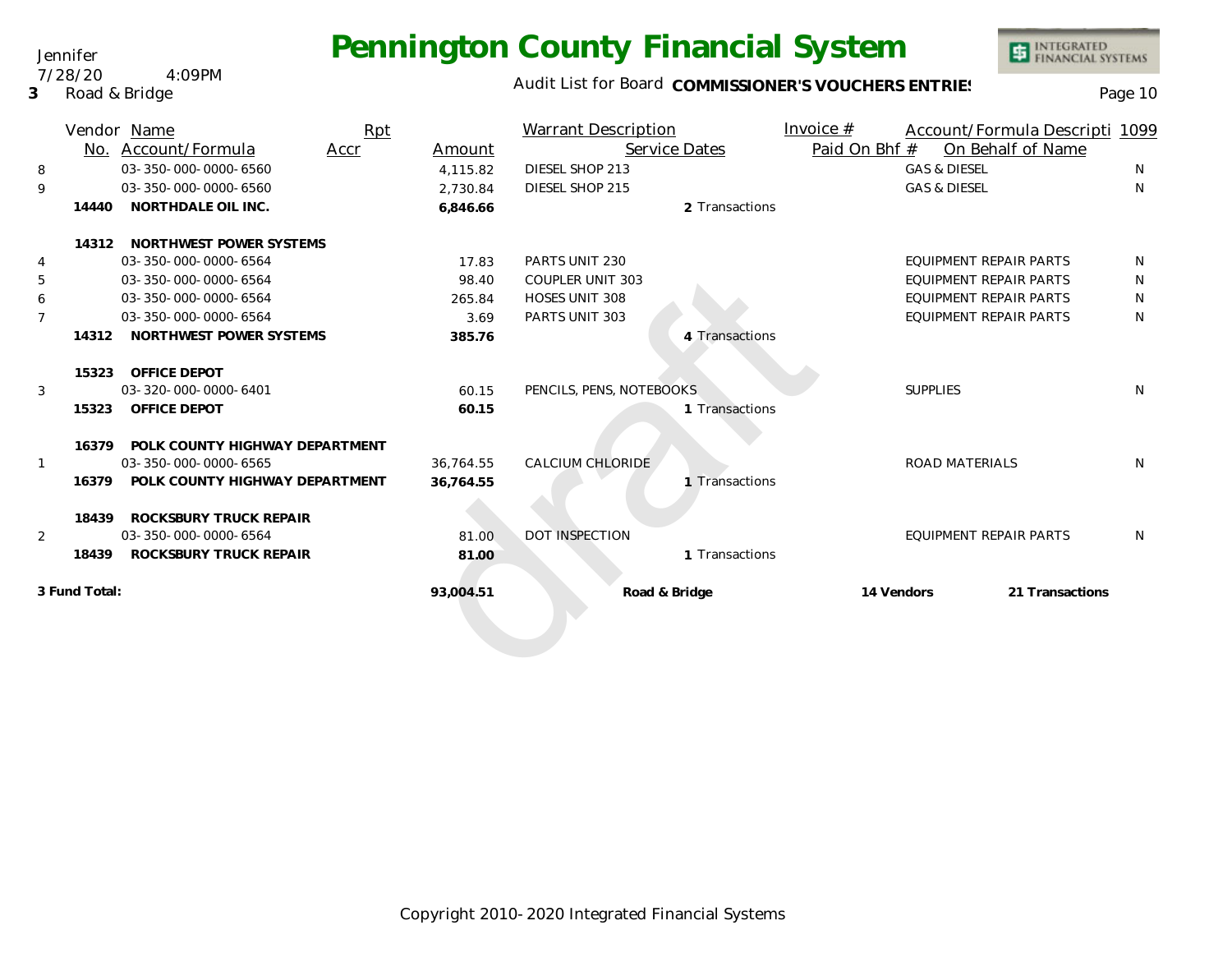Jennifer
7/28/20 4:09PM
3 Road & Bridge

# Pennington County Financial System

Audit List for Board **COMMISSIONER'S VOUCHERS ENTRIES**

| | Vendor No. | Name / Account/Formula | Rpt Accr | Amount | Warrant Description | Service Dates | Invoice # / Paid On Bhf # | Account/Formula Descripti / On Behalf of Name | 1099 |
|---|---|---|---|---|---|---|---|---|---|
| 8 | | 03-350-000-0000-6560 | | 4,115.82 | DIESEL SHOP 213 | | | GAS & DIESEL | N |
| 9 | | 03-350-000-0000-6560 | | 2,730.84 | DIESEL SHOP 215 | | | GAS & DIESEL | N |
| | **14440** | **NORTHDALE OIL INC.** | | **6,846.66** | | 2 Transactions | | | |
| | **14312** | **NORTHWEST POWER SYSTEMS** | | | | | | | |
| 4 | | 03-350-000-0000-6564 | | 17.83 | PARTS UNIT 230 | | | EQUIPMENT REPAIR PARTS | N |
| 5 | | 03-350-000-0000-6564 | | 98.40 | COUPLER UNIT 303 | | | EQUIPMENT REPAIR PARTS | N |
| 6 | | 03-350-000-0000-6564 | | 265.84 | HOSES UNIT 308 | | | EQUIPMENT REPAIR PARTS | N |
| 7 | | 03-350-000-0000-6564 | | 3.69 | PARTS UNIT 303 | | | EQUIPMENT REPAIR PARTS | N |
| | **14312** | **NORTHWEST POWER SYSTEMS** | | **385.76** | | 4 Transactions | | | |
| | **15323** | **OFFICE DEPOT** | | | | | | | |
| 3 | | 03-320-000-0000-6401 | | 60.15 | PENCILS, PENS, NOTEBOOKS | | | SUPPLIES | N |
| | **15323** | **OFFICE DEPOT** | | **60.15** | | 1 Transactions | | | |
| | **16379** | **POLK COUNTY HIGHWAY DEPARTMENT** | | | | | | | |
| 1 | | 03-350-000-0000-6565 | | 36,764.55 | CALCIUM CHLORIDE | | | ROAD MATERIALS | N |
| | **16379** | **POLK COUNTY HIGHWAY DEPARTMENT** | | **36,764.55** | | 1 Transactions | | | |
| | **18439** | **ROCKSBURY TRUCK REPAIR** | | | | | | | |
| 2 | | 03-350-000-0000-6564 | | 81.00 | DOT INSPECTION | | | EQUIPMENT REPAIR PARTS | N |
| | **18439** | **ROCKSBURY TRUCK REPAIR** | | **81.00** | | 1 Transactions | | | |
| **3 Fund Total:** | | | | **93,004.51** | **Road & Bridge** | | **14 Vendors** | **21 Transactions** | |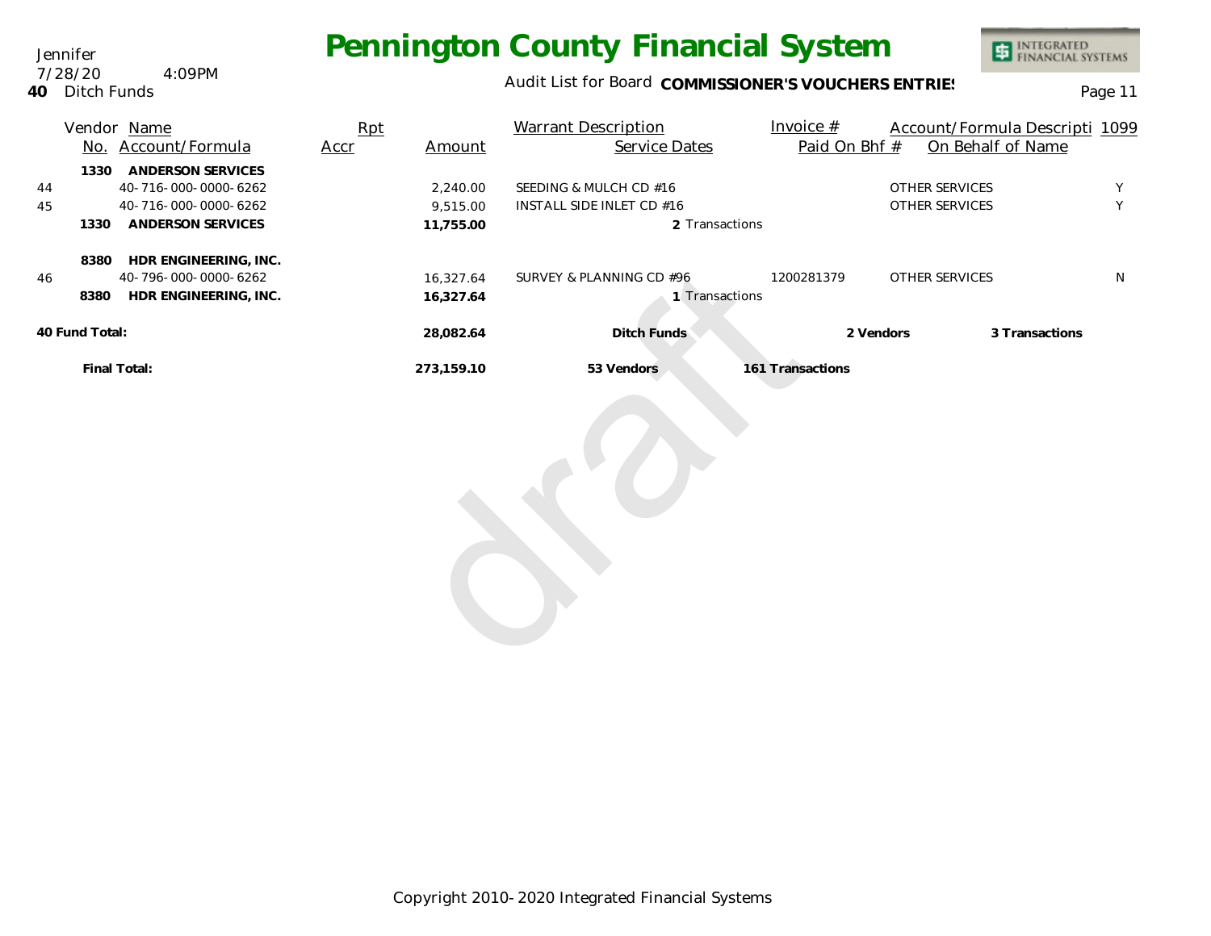# Pennington County Financial System

Jennifer
7/28/20 4:09PM
**40** Ditch Funds

Audit List for Board **COMMISSIONER'S VOUCHERS ENTRIES**

| | Vendor No. | Name / Account/Formula | Rpt Accr | Amount | Warrant Description / Service Dates | Invoice # / Paid On Bhf # | Account/Formula Descripti / On Behalf of Name | 1099 |
|---|---|---|---|---|---|---|---|---|
| | **1330** | **ANDERSON SERVICES** | | | | | | |
| 44 | | 40-716-000-0000-6262 | | 2,240.00 | SEEDING & MULCH CD #16 | | OTHER SERVICES | Y |
| 45 | | 40-716-000-0000-6262 | | 9,515.00 | INSTALL SIDE INLET CD #16 | | OTHER SERVICES | Y |
| | **1330** | **ANDERSON SERVICES** | | **11,755.00** | **2** Transactions | | | |
| | **8380** | **HDR ENGINEERING, INC.** | | | | | | |
| 46 | | 40-796-000-0000-6262 | | 16,327.64 | SURVEY & PLANNING CD #96 | 1200281379 | OTHER SERVICES | N |
| | **8380** | **HDR ENGINEERING, INC.** | | **16,327.64** | **1** Transactions | | | |
| **40 Fund Total:** | | | | **28,082.64** | **Ditch Funds** | **2 Vendors** | **3 Transactions** | |
| | **Final Total:** | | | **273,159.10** | **53 Vendors** | **161 Transactions** | | |

Copyright 2010-2020 Integrated Financial Systems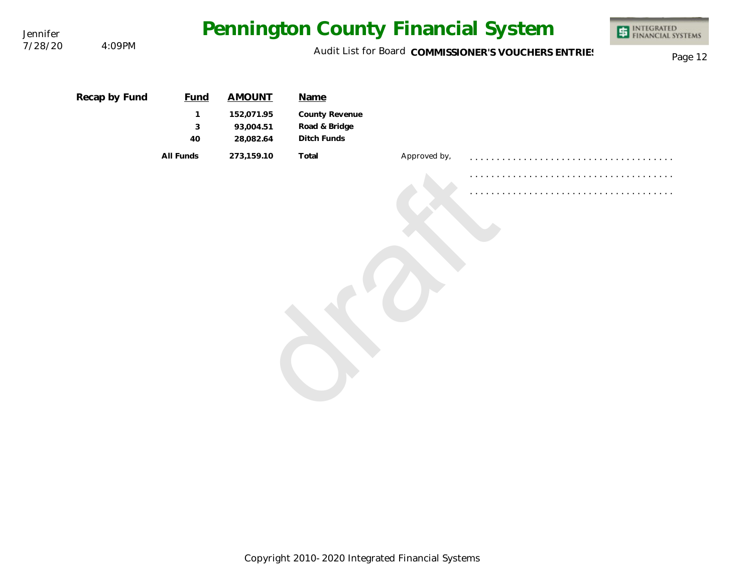**Recap by Fund**

| Fund | AMOUNT | Name |
|---|---|---|
| 1 | 152,071.95 | County Revenue |
| 3 | 93,004.51 | Road & Bridge |
| 40 | 28,082.64 | Ditch Funds |
| All Funds | 273,159.10 | Total |

Approved by, . . . . . . . . . . . . . . . . . . . . . . . . . . . . . . . . . . . . .

. . . . . . . . . . . . . . . . . . . . . . . . . . . . . . . . . . . . .

. . . . . . . . . . . . . . . . . . . . . . . . . . . . . . . . . . . . .

draft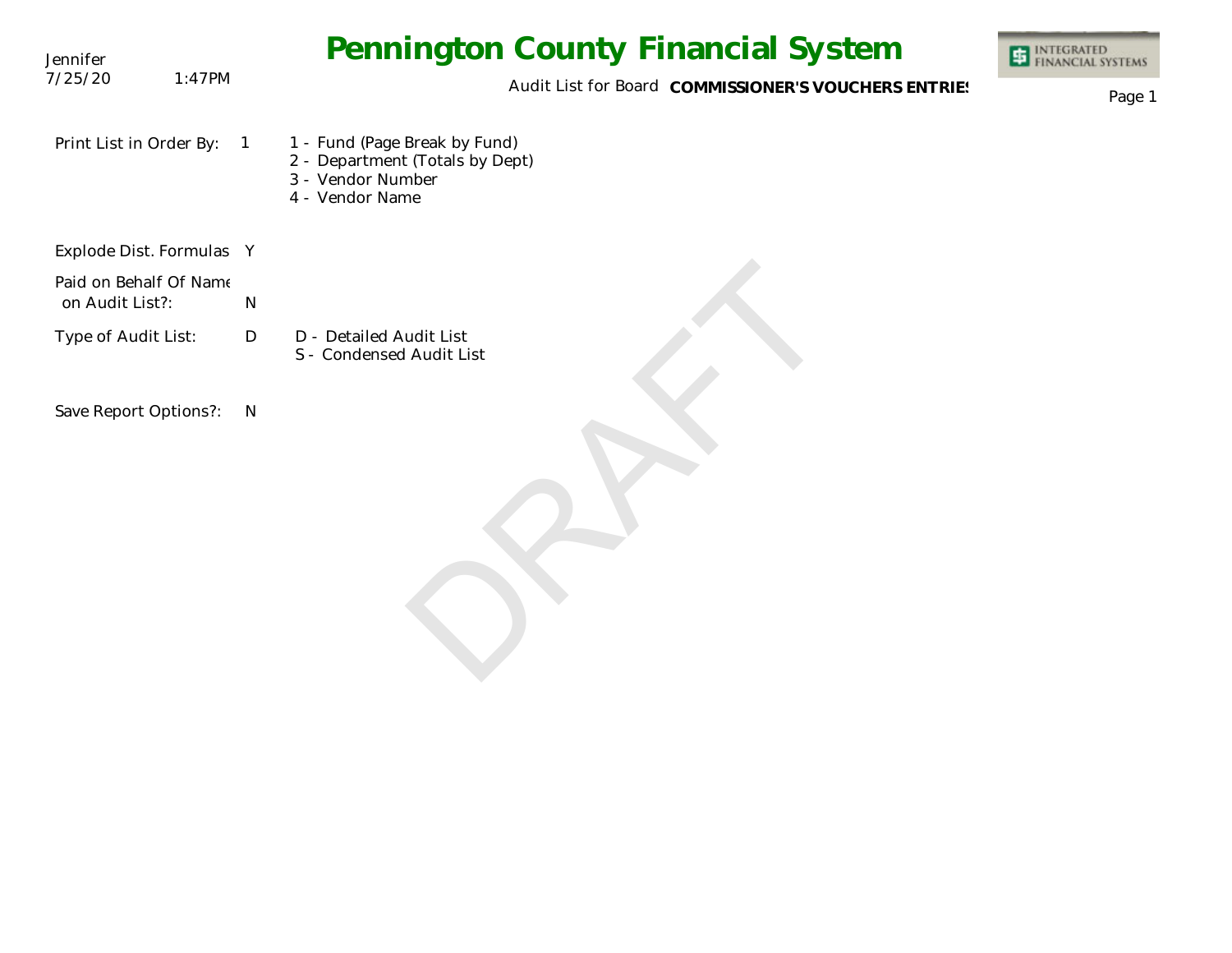# Pennington County Financial System

Audit List for Board **COMMISSIONER'S VOUCHERS ENTRIES**

Jennifer
7/25/20 1:47PM

Print List in Order By: 1

- 1 - Fund (Page Break by Fund)
- 2 - Department (Totals by Dept)
- 3 - Vendor Number
- 4 - Vendor Name

Explode Dist. Formulas Y

Paid on Behalf Of Name on Audit List?: N

Type of Audit List: D

- D - Detailed Audit List
- S - Condensed Audit List

Save Report Options?: N

DRAFT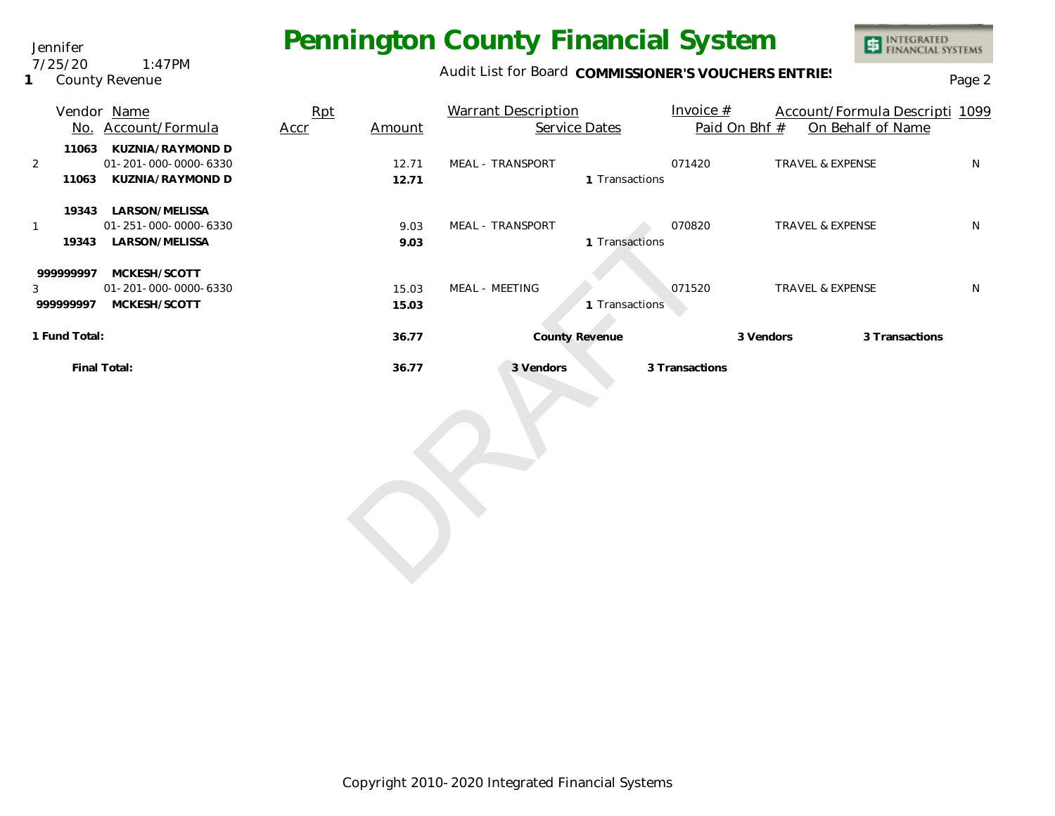Jennifer
7/25/20 1:47PM
1 County Revenue

# Pennington County Financial System

Audit List for Board **COMMISSIONER'S VOUCHERS ENTRIES**

| Vendor No. | Name / Account/Formula | Rpt Accr | Amount | Warrant Description / Service Dates | Invoice # / Paid On Bhf # | Account/Formula Descripti / On Behalf of Name | 1099 |
|---|---|---|---|---|---|---|---|
| **11063** | **KUZNIA/RAYMOND D** | | | | | | |
| 2 | 01-201-000-0000-6330 | | 12.71 | MEAL - TRANSPORT | 071420 | TRAVEL & EXPENSE | N |
| **11063** | **KUZNIA/RAYMOND D** | | **12.71** | 1 Transactions | | | |
| **19343** | **LARSON/MELISSA** | | | | | | |
| 1 | 01-251-000-0000-6330 | | 9.03 | MEAL - TRANSPORT | 070820 | TRAVEL & EXPENSE | N |
| **19343** | **LARSON/MELISSA** | | **9.03** | 1 Transactions | | | |
| **999999997** | **MCKESH/SCOTT** | | | | | | |
| 3 | 01-201-000-0000-6330 | | 15.03 | MEAL - MEETING | 071520 | TRAVEL & EXPENSE | N |
| **999999997** | **MCKESH/SCOTT** | | **15.03** | 1 Transactions | | | |
| **1 Fund Total:** | | | **36.77** | **County Revenue** | **3 Vendors** | **3 Transactions** | |
| **Final Total:** | | | **36.77** | **3 Vendors** | **3 Transactions** | | |

DRAFT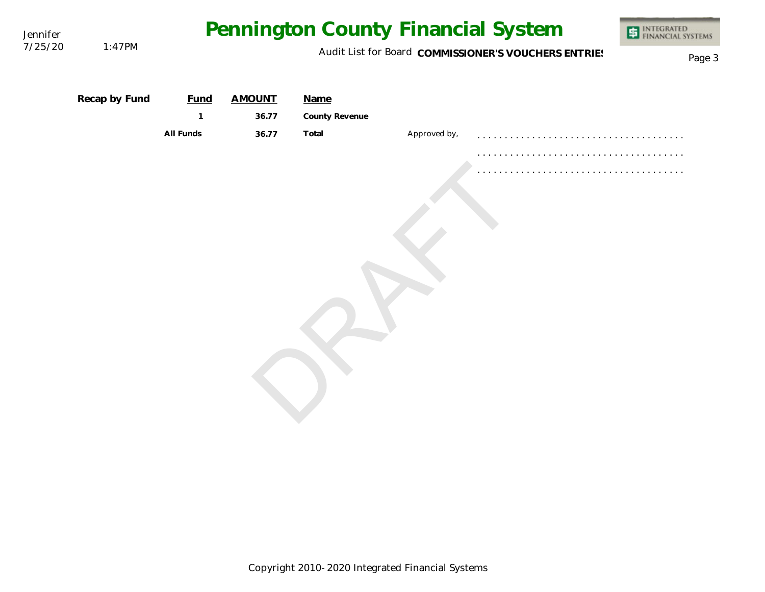**Recap by Fund**

| Fund | AMOUNT | Name |
|---|---|---|
| 1 | 36.77 | County Revenue |
| All Funds | 36.77 | Total |

Approved by,

. . . . . . . . . . . . . . . . . . . . . . . . . . . . . . . . . . . .

. . . . . . . . . . . . . . . . . . . . . . . . . . . . . . . . . . . .

. . . . . . . . . . . . . . . . . . . . . . . . . . . . . . . . . . . .

DRAFT